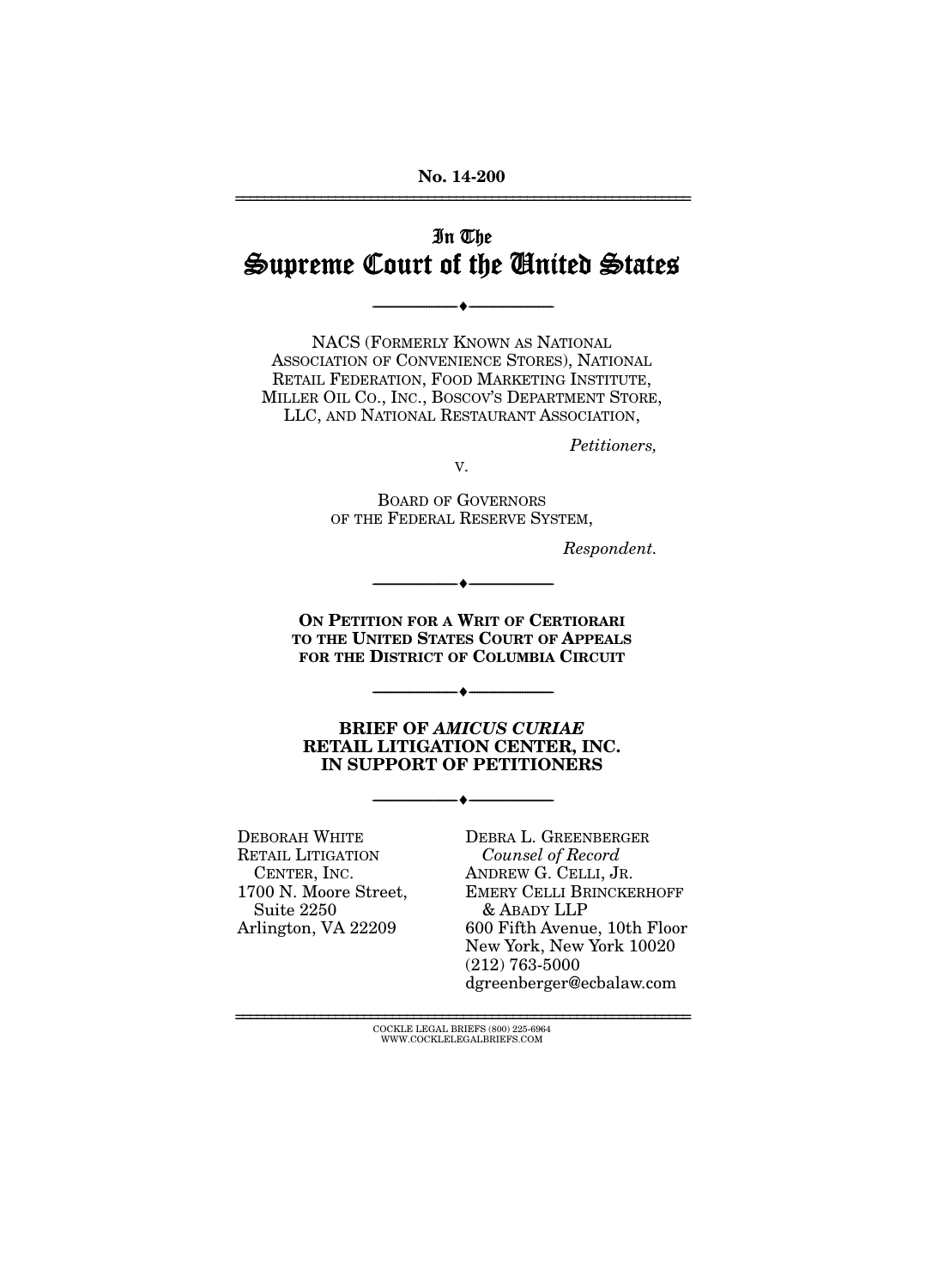No. 14-200

# In The Supreme Court of the United States

---

NACS (FORMERLY KNOWN AS NATIONAL ASSOCIATION OF CONVENIENCE STORES), NATIONAL RETAIL FEDERATION, FOOD MARKETING INSTITUTE, MILLER OIL CO., INC., BOSCOV'S DEPARTMENT STORE, LLC, AND NATIONAL RESTAURANT ASSOCIATION,

*Petitioners,*

v.

BOARD OF GOVERNORS OF THE FEDERAL RESERVE SYSTEM,

*Respondent.*

---

**ON PETITION FOR A WRIT OF CERTIORARI TO THE UNITED STATES COURT OF APPEALS FOR THE DISTRICT OF COLUMBIA CIRCUIT**

---

## BRIEF OF *AMICUS CURIAE* RETAIL LITIGATION CENTER, INC. IN SUPPORT OF PETITIONERS

---

DEBORAH WHITE
RETAIL LITIGATION CENTER, INC.
1700 N. Moore Street, Suite 2250
Arlington, VA 22209

DEBRA L. GREENBERGER
*Counsel of Record*
ANDREW G. CELLI, JR.
EMERY CELLI BRINCKERHOFF & ABADY LLP
600 Fifth Avenue, 10th Floor
New York, New York 10020
(212) 763-5000
dgreenberger@ecbalaw.com

COCKLE LEGAL BRIEFS (800) 225-6964
WWW.COCKLELEGALBRIEFS.COM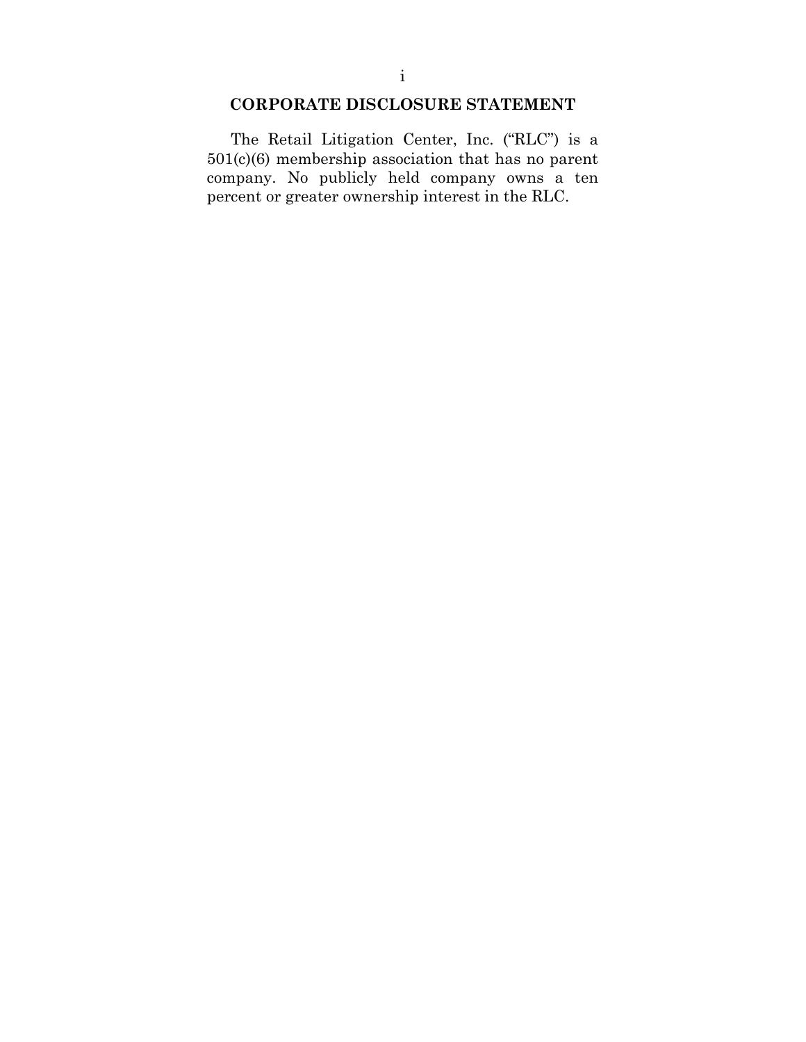## CORPORATE DISCLOSURE STATEMENT

The Retail Litigation Center, Inc. ("RLC") is a 501(c)(6) membership association that has no parent company. No publicly held company owns a ten percent or greater ownership interest in the RLC.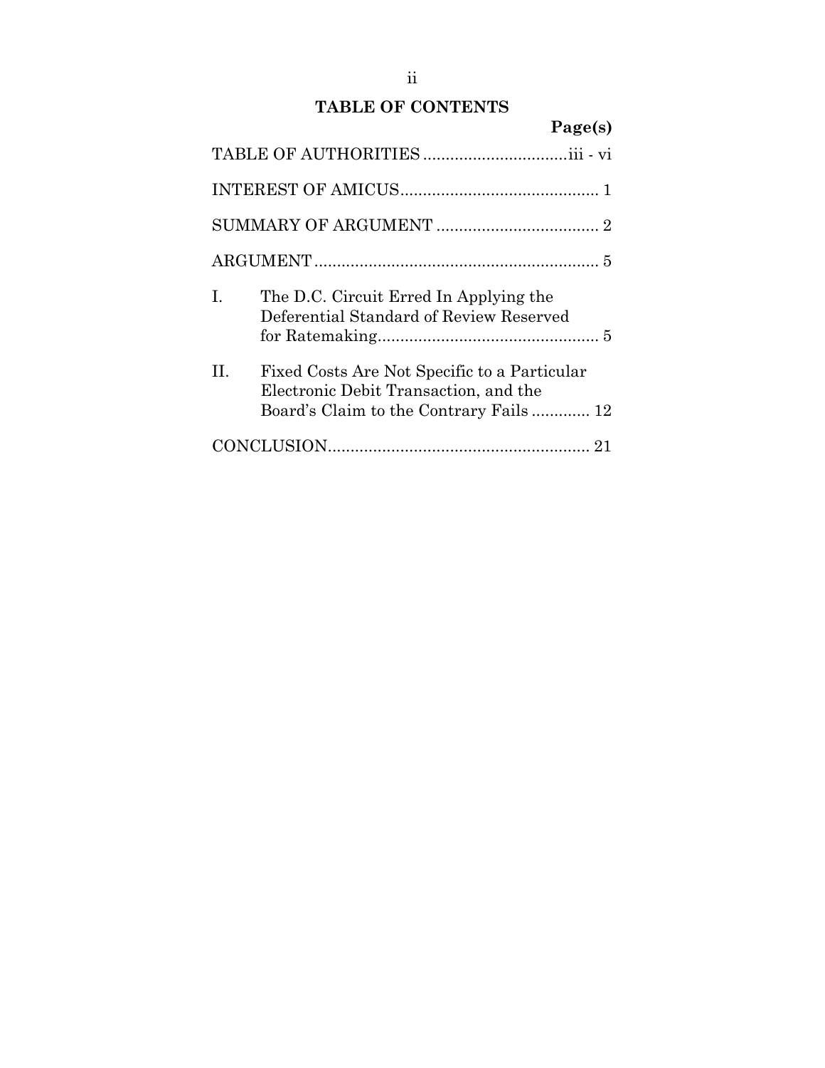# TABLE OF CONTENTS

| | Page(s) |
|---|---|
| TABLE OF AUTHORITIES | iii - vi |
| INTEREST OF AMICUS | 1 |
| SUMMARY OF ARGUMENT | 2 |
| ARGUMENT | 5 |
| I. The D.C. Circuit Erred In Applying the Deferential Standard of Review Reserved for Ratemaking | 5 |
| II. Fixed Costs Are Not Specific to a Particular Electronic Debit Transaction, and the Board's Claim to the Contrary Fails | 12 |
| CONCLUSION | 21 |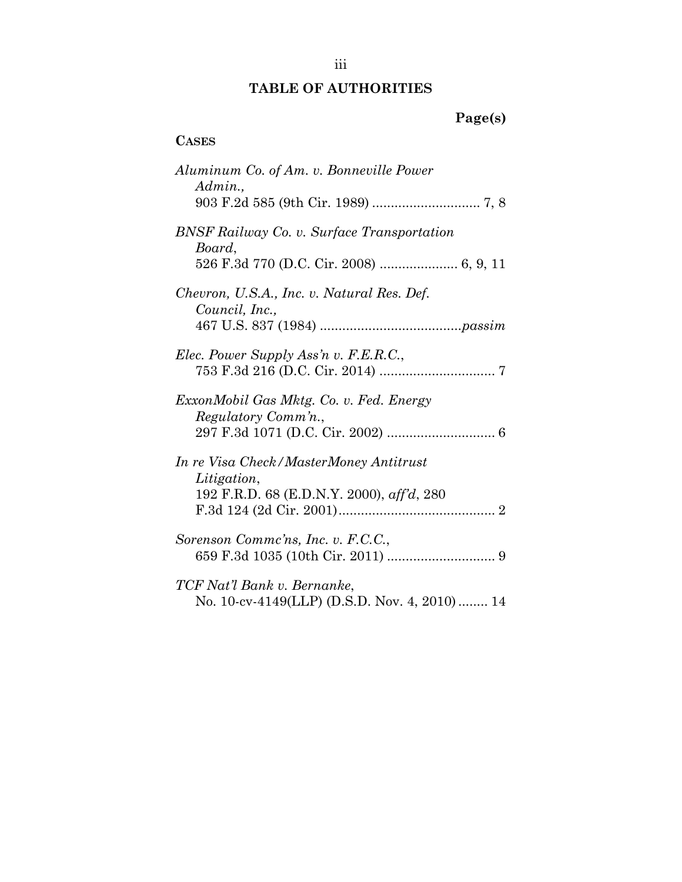# TABLE OF AUTHORITIES

**Page(s)**

**CASES**

*Aluminum Co. of Am. v. Bonneville Power Admin.*,
903 F.2d 585 (9th Cir. 1989) ............................. 7, 8

*BNSF Railway Co. v. Surface Transportation Board*,
526 F.3d 770 (D.C. Cir. 2008) ..................... 6, 9, 11

*Chevron, U.S.A., Inc. v. Natural Res. Def. Council, Inc.*,
467 U.S. 837 (1984) ......................................*passim*

*Elec. Power Supply Ass'n v. F.E.R.C.*,
753 F.3d 216 (D.C. Cir. 2014) ............................... 7

*ExxonMobil Gas Mktg. Co. v. Fed. Energy Regulatory Comm'n.*,
297 F.3d 1071 (D.C. Cir. 2002) ............................. 6

*In re Visa Check/MasterMoney Antitrust Litigation*,
192 F.R.D. 68 (E.D.N.Y. 2000), *aff'd*, 280 F.3d 124 (2d Cir. 2001).......................................... 2

*Sorenson Commc'ns, Inc. v. F.C.C.*,
659 F.3d 1035 (10th Cir. 2011) ............................. 9

*TCF Nat'l Bank v. Bernanke*,
No. 10-cv-4149(LLP) (D.S.D. Nov. 4, 2010) ........ 14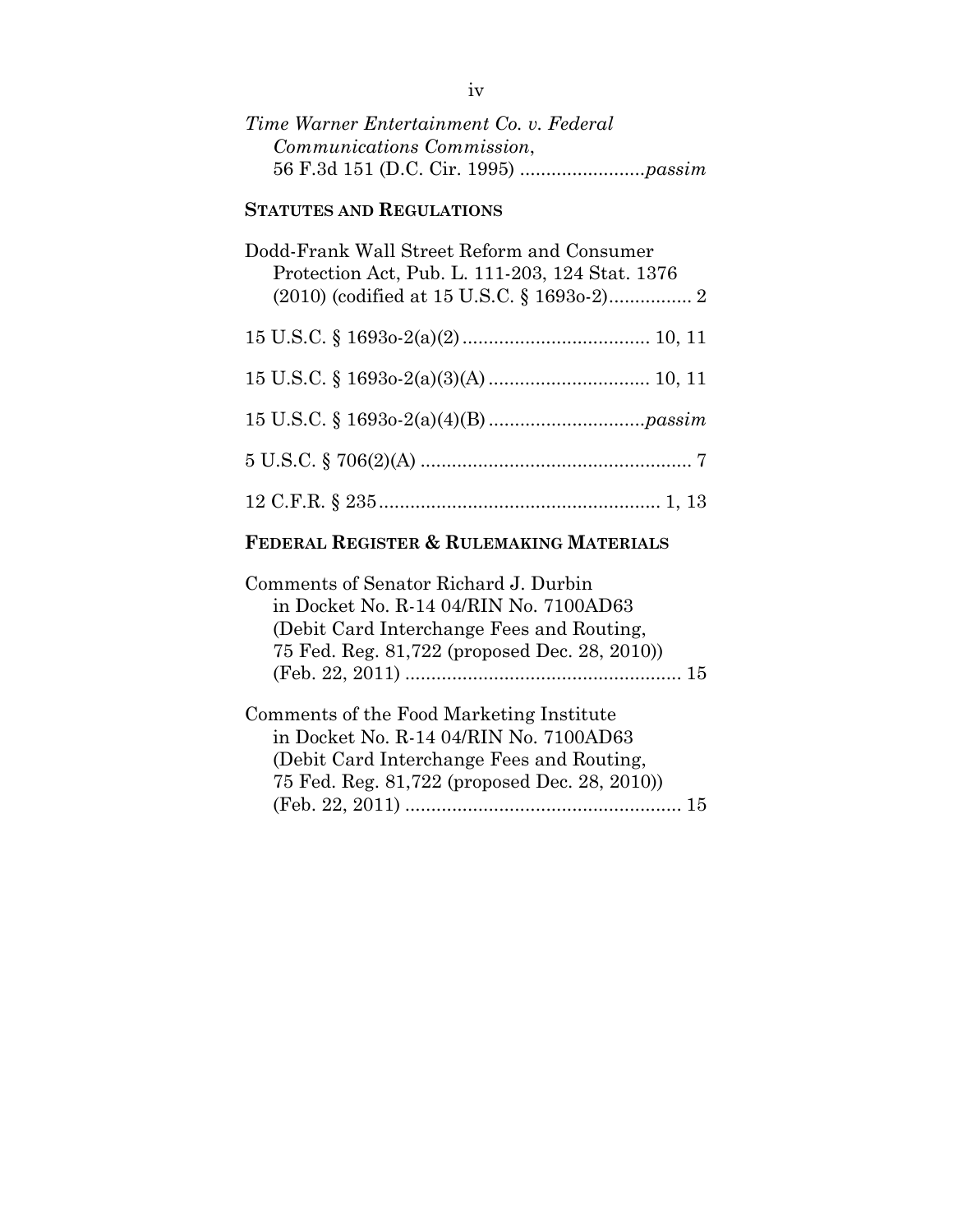*Time Warner Entertainment Co. v. Federal Communications Commission*, 56 F.3d 151 (D.C. Cir. 1995) ........................*passim*

**STATUTES AND REGULATIONS**

Dodd-Frank Wall Street Reform and Consumer Protection Act, Pub. L. 111-203, 124 Stat. 1376 (2010) (codified at 15 U.S.C. § 1693o-2)................ 2

15 U.S.C. § 1693o-2(a)(2).................................... 10, 11

15 U.S.C. § 1693o-2(a)(3)(A)............................... 10, 11

15 U.S.C. § 1693o-2(a)(4)(B)..............................*passim*

5 U.S.C. § 706(2)(A) .................................................... 7

12 C.F.R. § 235...................................................... 1, 13

**FEDERAL REGISTER & RULEMAKING MATERIALS**

Comments of Senator Richard J. Durbin in Docket No. R-14 04/RIN No. 7100AD63 (Debit Card Interchange Fees and Routing, 75 Fed. Reg. 81,722 (proposed Dec. 28, 2010)) (Feb. 22, 2011) ..................................................... 15

Comments of the Food Marketing Institute in Docket No. R-14 04/RIN No. 7100AD63 (Debit Card Interchange Fees and Routing, 75 Fed. Reg. 81,722 (proposed Dec. 28, 2010)) (Feb. 22, 2011) ..................................................... 15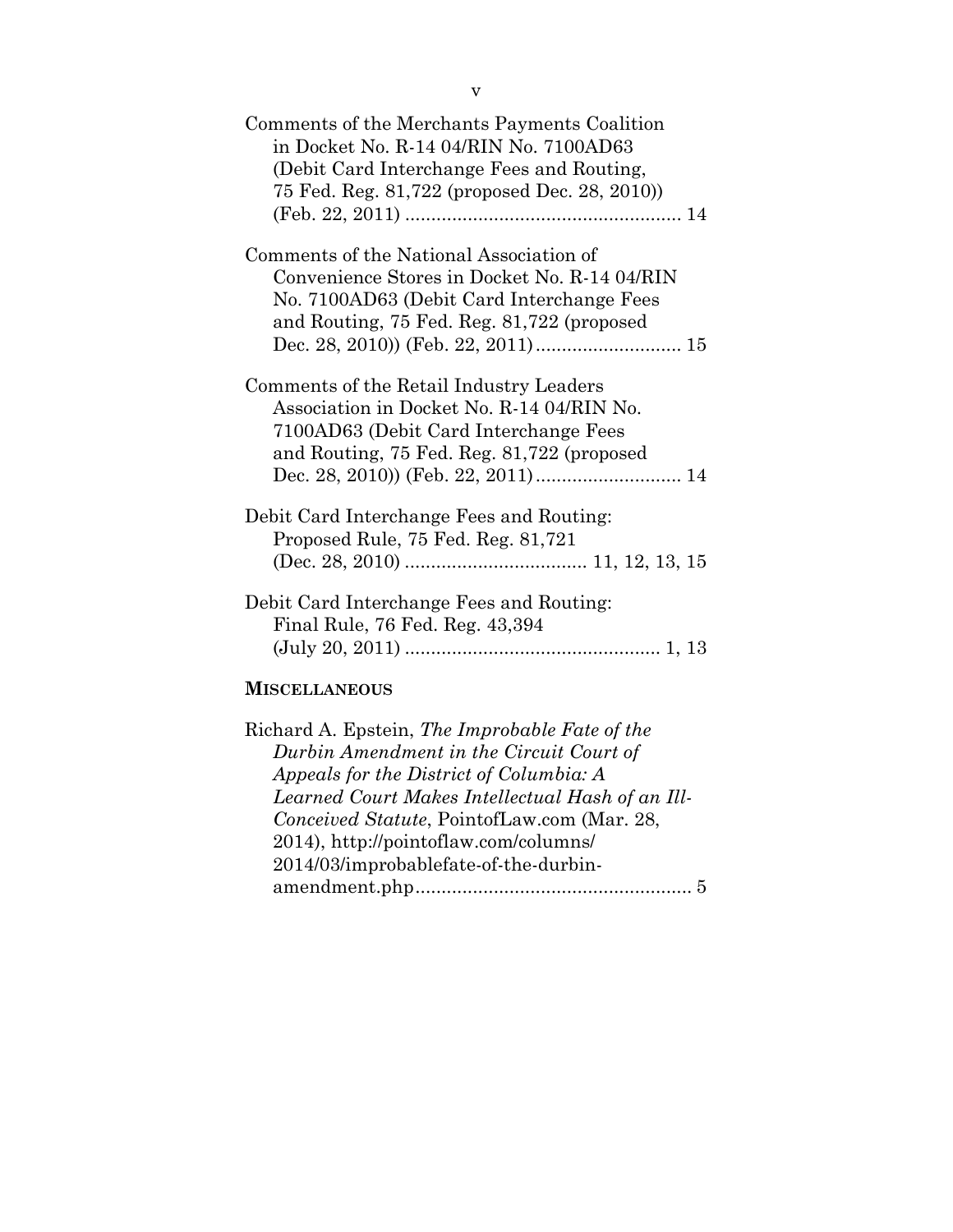Comments of the Merchants Payments Coalition in Docket No. R-14 04/RIN No. 7100AD63 (Debit Card Interchange Fees and Routing, 75 Fed. Reg. 81,722 (proposed Dec. 28, 2010)) (Feb. 22, 2011) ..................................................... 14

Comments of the National Association of Convenience Stores in Docket No. R-14 04/RIN No. 7100AD63 (Debit Card Interchange Fees and Routing, 75 Fed. Reg. 81,722 (proposed Dec. 28, 2010)) (Feb. 22, 2011) ............................ 15

Comments of the Retail Industry Leaders Association in Docket No. R-14 04/RIN No. 7100AD63 (Debit Card Interchange Fees and Routing, 75 Fed. Reg. 81,722 (proposed Dec. 28, 2010)) (Feb. 22, 2011) ............................ 14

Debit Card Interchange Fees and Routing: Proposed Rule, 75 Fed. Reg. 81,721 (Dec. 28, 2010) ................................... 11, 12, 13, 15

Debit Card Interchange Fees and Routing: Final Rule, 76 Fed. Reg. 43,394 (July 20, 2011) ................................................ 1, 13

**MISCELLANEOUS**

Richard A. Epstein, *The Improbable Fate of the Durbin Amendment in the Circuit Court of Appeals for the District of Columbia: A Learned Court Makes Intellectual Hash of an Ill-Conceived Statute*, PointofLaw.com (Mar. 28, 2014), http://pointoflaw.com/columns/2014/03/improbablefate-of-the-durbin-amendment.php..................................................... 5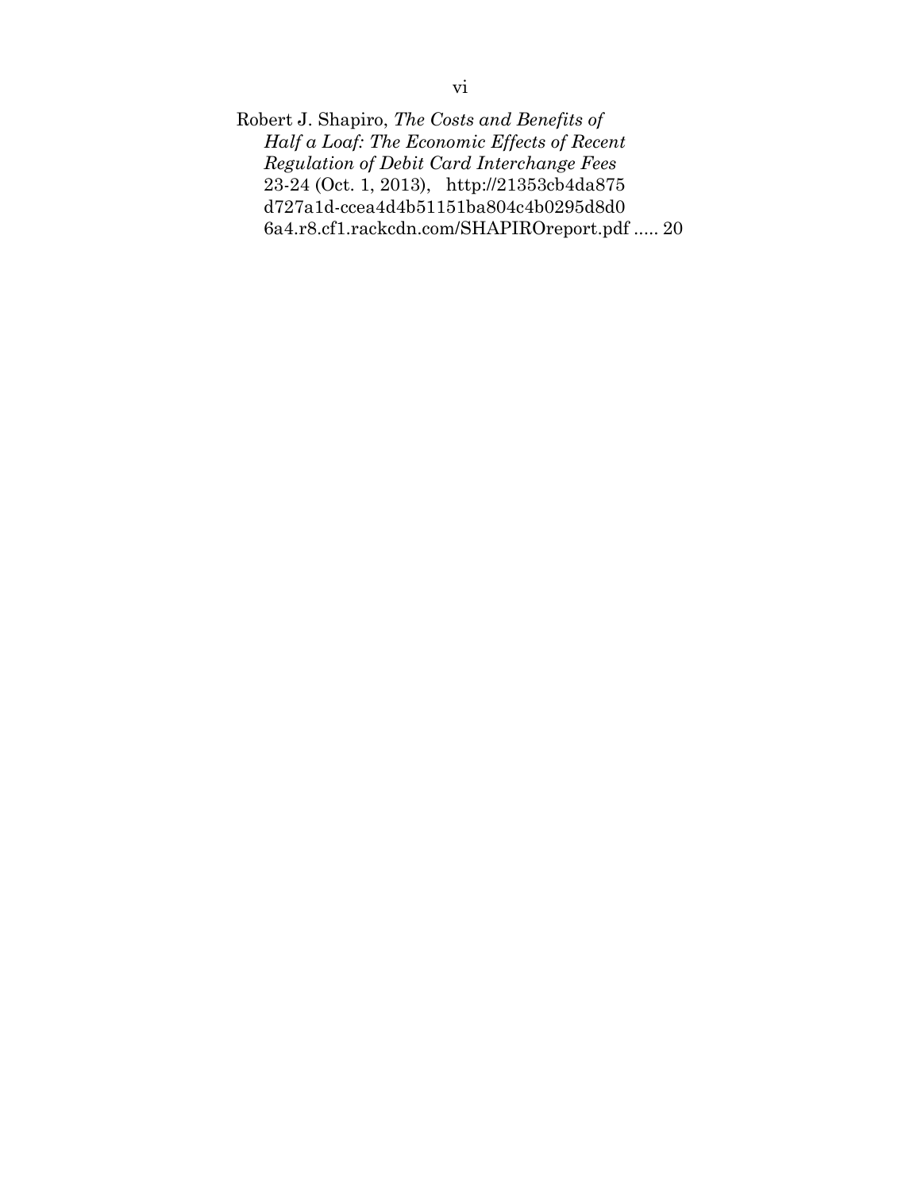Robert J. Shapiro, *The Costs and Benefits of Half a Loaf: The Economic Effects of Recent Regulation of Debit Card Interchange Fees* 23-24 (Oct. 1, 2013), http://21353cb4da875d727a1d-ccea4d4b51151ba804c4b0295d8d06a4.r8.cf1.rackcdn.com/SHAPIROreport.pdf ..... 20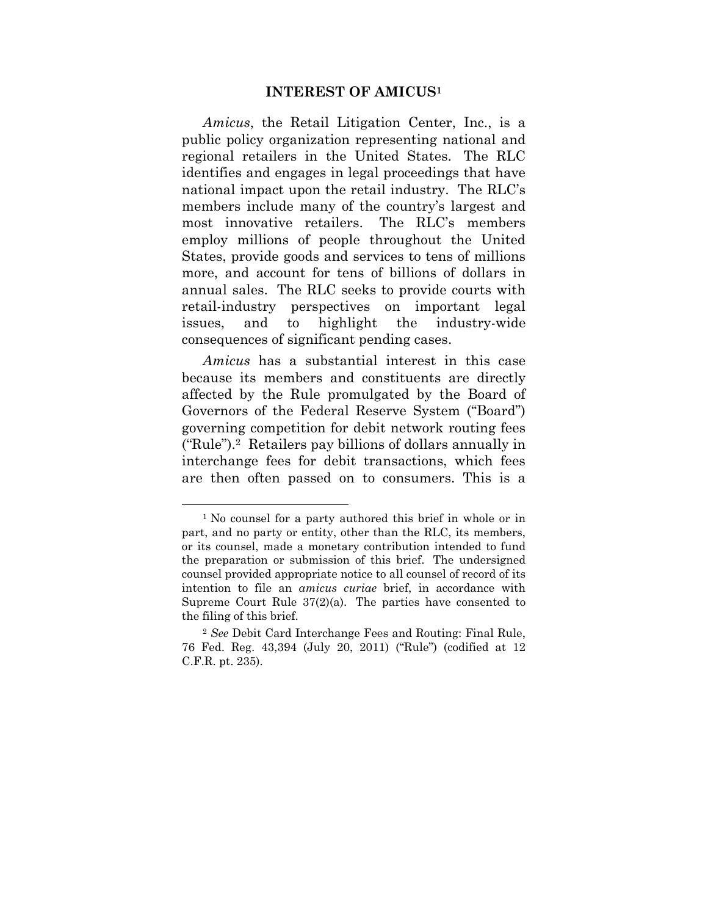## INTEREST OF AMICUS[1]

*Amicus*, the Retail Litigation Center, Inc., is a public policy organization representing national and regional retailers in the United States. The RLC identifies and engages in legal proceedings that have national impact upon the retail industry. The RLC's members include many of the country's largest and most innovative retailers. The RLC's members employ millions of people throughout the United States, provide goods and services to tens of millions more, and account for tens of billions of dollars in annual sales. The RLC seeks to provide courts with retail-industry perspectives on important legal issues, and to highlight the industry-wide consequences of significant pending cases.

*Amicus* has a substantial interest in this case because its members and constituents are directly affected by the Rule promulgated by the Board of Governors of the Federal Reserve System ("Board") governing competition for debit network routing fees ("Rule").[2] Retailers pay billions of dollars annually in interchange fees for debit transactions, which fees are then often passed on to consumers. This is a

---

[1] No counsel for a party authored this brief in whole or in part, and no party or entity, other than the RLC, its members, or its counsel, made a monetary contribution intended to fund the preparation or submission of this brief. The undersigned counsel provided appropriate notice to all counsel of record of its intention to file an *amicus curiae* brief, in accordance with Supreme Court Rule 37(2)(a). The parties have consented to the filing of this brief.

[2] *See* Debit Card Interchange Fees and Routing: Final Rule, 76 Fed. Reg. 43,394 (July 20, 2011) ("Rule") (codified at 12 C.F.R. pt. 235).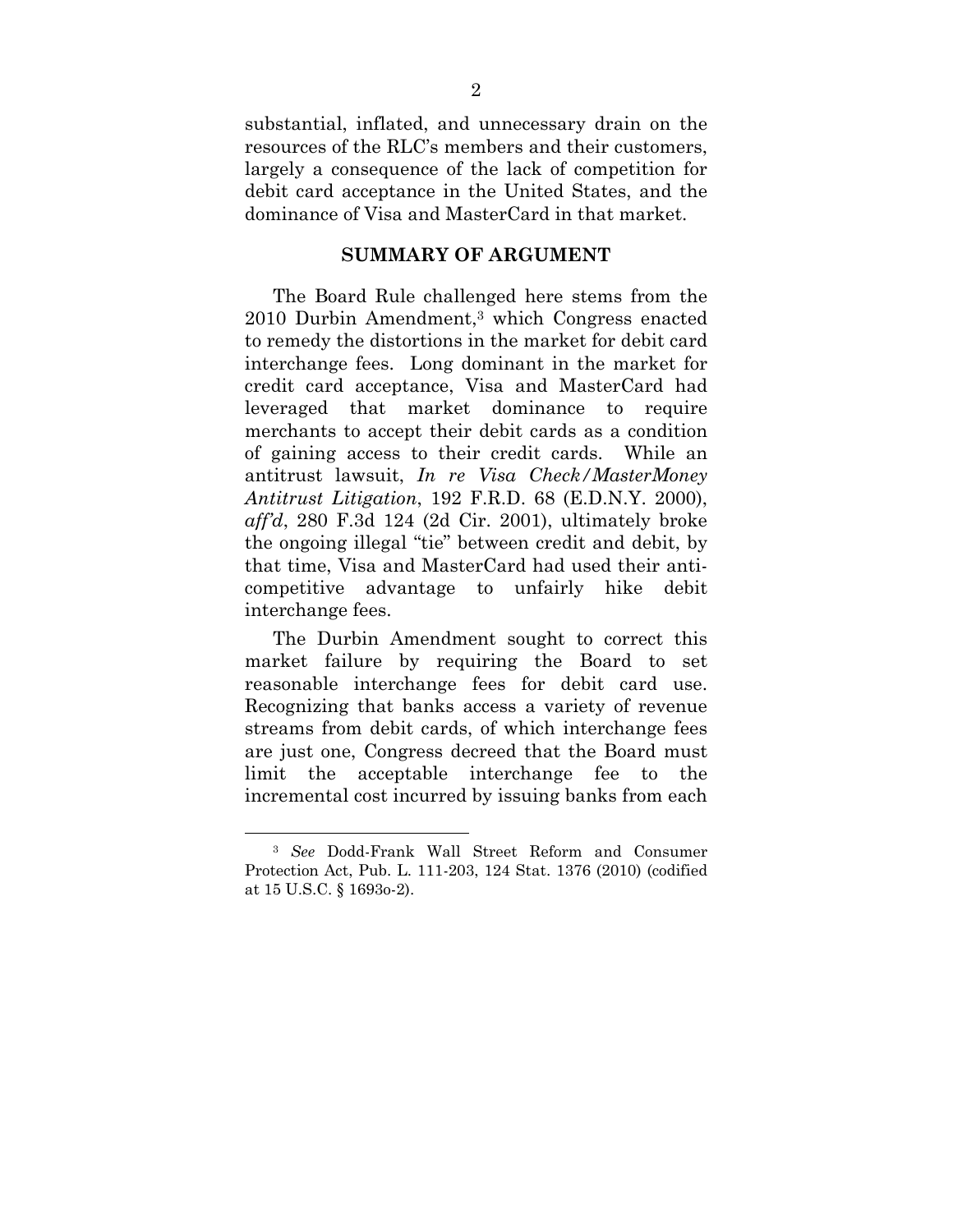substantial, inflated, and unnecessary drain on the resources of the RLC's members and their customers, largely a consequence of the lack of competition for debit card acceptance in the United States, and the dominance of Visa and MasterCard in that market.

## SUMMARY OF ARGUMENT

The Board Rule challenged here stems from the 2010 Durbin Amendment,[3] which Congress enacted to remedy the distortions in the market for debit card interchange fees. Long dominant in the market for credit card acceptance, Visa and MasterCard had leveraged that market dominance to require merchants to accept their debit cards as a condition of gaining access to their credit cards. While an antitrust lawsuit, *In re Visa Check/MasterMoney Antitrust Litigation*, 192 F.R.D. 68 (E.D.N.Y. 2000), *aff'd*, 280 F.3d 124 (2d Cir. 2001), ultimately broke the ongoing illegal "tie" between credit and debit, by that time, Visa and MasterCard had used their anti-competitive advantage to unfairly hike debit interchange fees.

The Durbin Amendment sought to correct this market failure by requiring the Board to set reasonable interchange fees for debit card use. Recognizing that banks access a variety of revenue streams from debit cards, of which interchange fees are just one, Congress decreed that the Board must limit the acceptable interchange fee to the incremental cost incurred by issuing banks from each

---

[3] *See* Dodd-Frank Wall Street Reform and Consumer Protection Act, Pub. L. 111-203, 124 Stat. 1376 (2010) (codified at 15 U.S.C. § 1693o-2).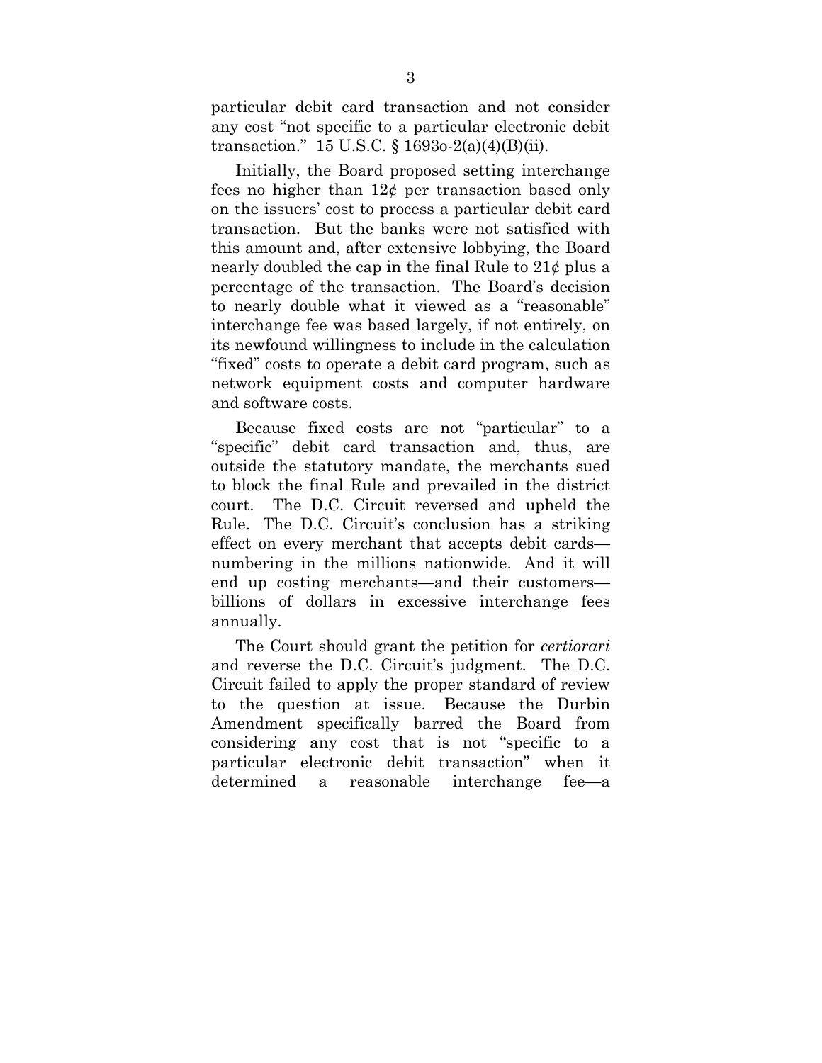particular debit card transaction and not consider any cost "not specific to a particular electronic debit transaction." 15 U.S.C. § 1693o-2(a)(4)(B)(ii).

Initially, the Board proposed setting interchange fees no higher than 12¢ per transaction based only on the issuers' cost to process a particular debit card transaction. But the banks were not satisfied with this amount and, after extensive lobbying, the Board nearly doubled the cap in the final Rule to 21¢ plus a percentage of the transaction. The Board's decision to nearly double what it viewed as a "reasonable" interchange fee was based largely, if not entirely, on its newfound willingness to include in the calculation "fixed" costs to operate a debit card program, such as network equipment costs and computer hardware and software costs.

Because fixed costs are not "particular" to a "specific" debit card transaction and, thus, are outside the statutory mandate, the merchants sued to block the final Rule and prevailed in the district court. The D.C. Circuit reversed and upheld the Rule. The D.C. Circuit's conclusion has a striking effect on every merchant that accepts debit cards—numbering in the millions nationwide. And it will end up costing merchants—and their customers—billions of dollars in excessive interchange fees annually.

The Court should grant the petition for *certiorari* and reverse the D.C. Circuit's judgment. The D.C. Circuit failed to apply the proper standard of review to the question at issue. Because the Durbin Amendment specifically barred the Board from considering any cost that is not "specific to a particular electronic debit transaction" when it determined a reasonable interchange fee—a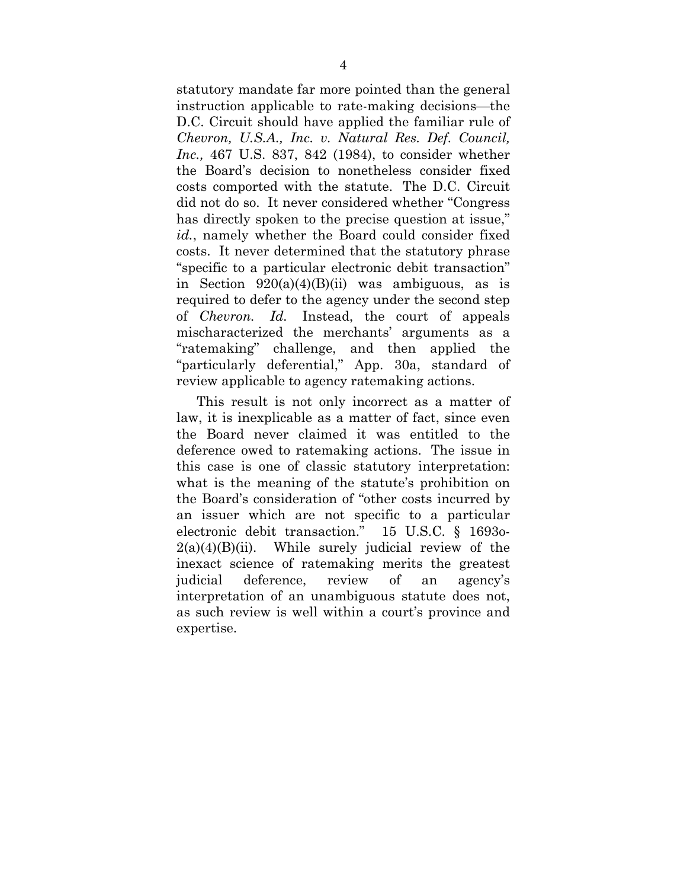statutory mandate far more pointed than the general instruction applicable to rate-making decisions—the D.C. Circuit should have applied the familiar rule of *Chevron, U.S.A., Inc. v. Natural Res. Def. Council, Inc.,* 467 U.S. 837, 842 (1984), to consider whether the Board's decision to nonetheless consider fixed costs comported with the statute. The D.C. Circuit did not do so. It never considered whether "Congress has directly spoken to the precise question at issue," *id.*, namely whether the Board could consider fixed costs. It never determined that the statutory phrase "specific to a particular electronic debit transaction" in Section 920(a)(4)(B)(ii) was ambiguous, as is required to defer to the agency under the second step of *Chevron. Id.* Instead, the court of appeals mischaracterized the merchants' arguments as a "ratemaking" challenge, and then applied the "particularly deferential," App. 30a, standard of review applicable to agency ratemaking actions.

This result is not only incorrect as a matter of law, it is inexplicable as a matter of fact, since even the Board never claimed it was entitled to the deference owed to ratemaking actions. The issue in this case is one of classic statutory interpretation: what is the meaning of the statute's prohibition on the Board's consideration of "other costs incurred by an issuer which are not specific to a particular electronic debit transaction." 15 U.S.C. § 1693o-2(a)(4)(B)(ii). While surely judicial review of the inexact science of ratemaking merits the greatest judicial deference, review of an agency's interpretation of an unambiguous statute does not, as such review is well within a court's province and expertise.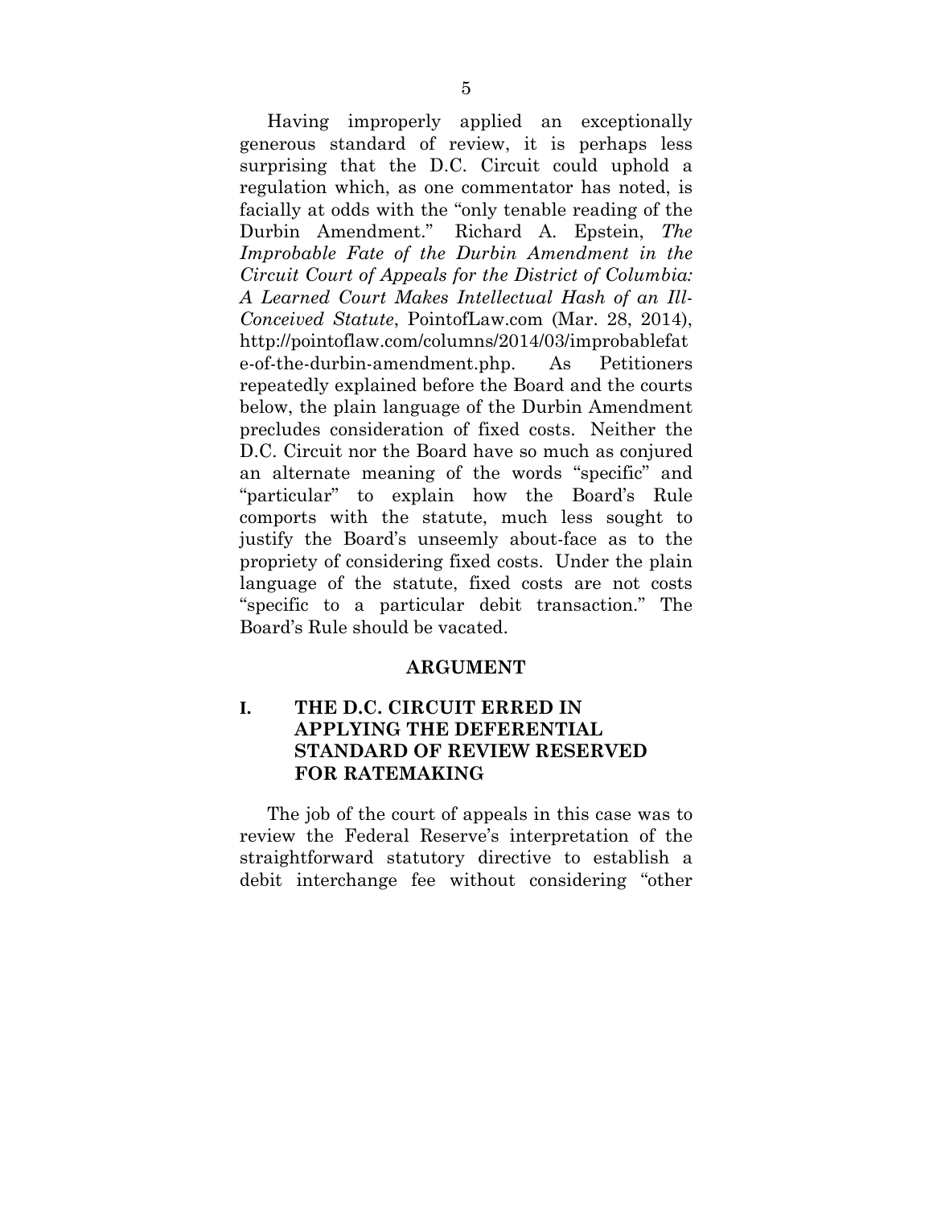Having improperly applied an exceptionally generous standard of review, it is perhaps less surprising that the D.C. Circuit could uphold a regulation which, as one commentator has noted, is facially at odds with the "only tenable reading of the Durbin Amendment." Richard A. Epstein, *The Improbable Fate of the Durbin Amendment in the Circuit Court of Appeals for the District of Columbia: A Learned Court Makes Intellectual Hash of an Ill-Conceived Statute*, PointofLaw.com (Mar. 28, 2014), http://pointoflaw.com/columns/2014/03/improbablefate-of-the-durbin-amendment.php. As Petitioners repeatedly explained before the Board and the courts below, the plain language of the Durbin Amendment precludes consideration of fixed costs. Neither the D.C. Circuit nor the Board have so much as conjured an alternate meaning of the words "specific" and "particular" to explain how the Board's Rule comports with the statute, much less sought to justify the Board's unseemly about-face as to the propriety of considering fixed costs. Under the plain language of the statute, fixed costs are not costs "specific to a particular debit transaction." The Board's Rule should be vacated.

## ARGUMENT

### I. THE D.C. CIRCUIT ERRED IN APPLYING THE DEFERENTIAL STANDARD OF REVIEW RESERVED FOR RATEMAKING

The job of the court of appeals in this case was to review the Federal Reserve's interpretation of the straightforward statutory directive to establish a debit interchange fee without considering "other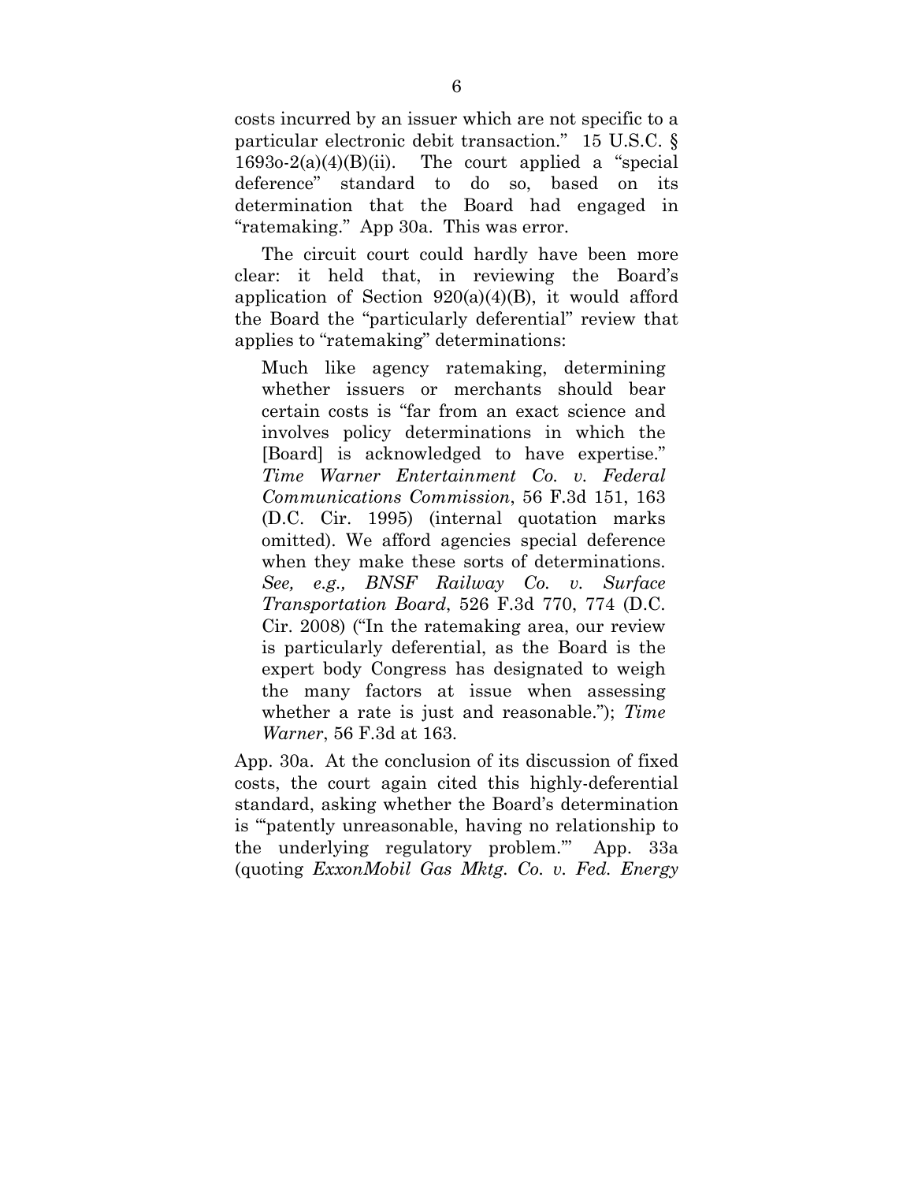costs incurred by an issuer which are not specific to a particular electronic debit transaction." 15 U.S.C. § 1693o-2(a)(4)(B)(ii). The court applied a "special deference" standard to do so, based on its determination that the Board had engaged in "ratemaking." App 30a. This was error.

The circuit court could hardly have been more clear: it held that, in reviewing the Board's application of Section 920(a)(4)(B), it would afford the Board the "particularly deferential" review that applies to "ratemaking" determinations:

> Much like agency ratemaking, determining whether issuers or merchants should bear certain costs is "far from an exact science and involves policy determinations in which the [Board] is acknowledged to have expertise." *Time Warner Entertainment Co. v. Federal Communications Commission*, 56 F.3d 151, 163 (D.C. Cir. 1995) (internal quotation marks omitted). We afford agencies special deference when they make these sorts of determinations. *See, e.g., BNSF Railway Co. v. Surface Transportation Board*, 526 F.3d 770, 774 (D.C. Cir. 2008) ("In the ratemaking area, our review is particularly deferential, as the Board is the expert body Congress has designated to weigh the many factors at issue when assessing whether a rate is just and reasonable."); *Time Warner*, 56 F.3d at 163.

App. 30a. At the conclusion of its discussion of fixed costs, the court again cited this highly-deferential standard, asking whether the Board's determination is "'patently unreasonable, having no relationship to the underlying regulatory problem.'" App. 33a (quoting *ExxonMobil Gas Mktg. Co. v. Fed. Energy*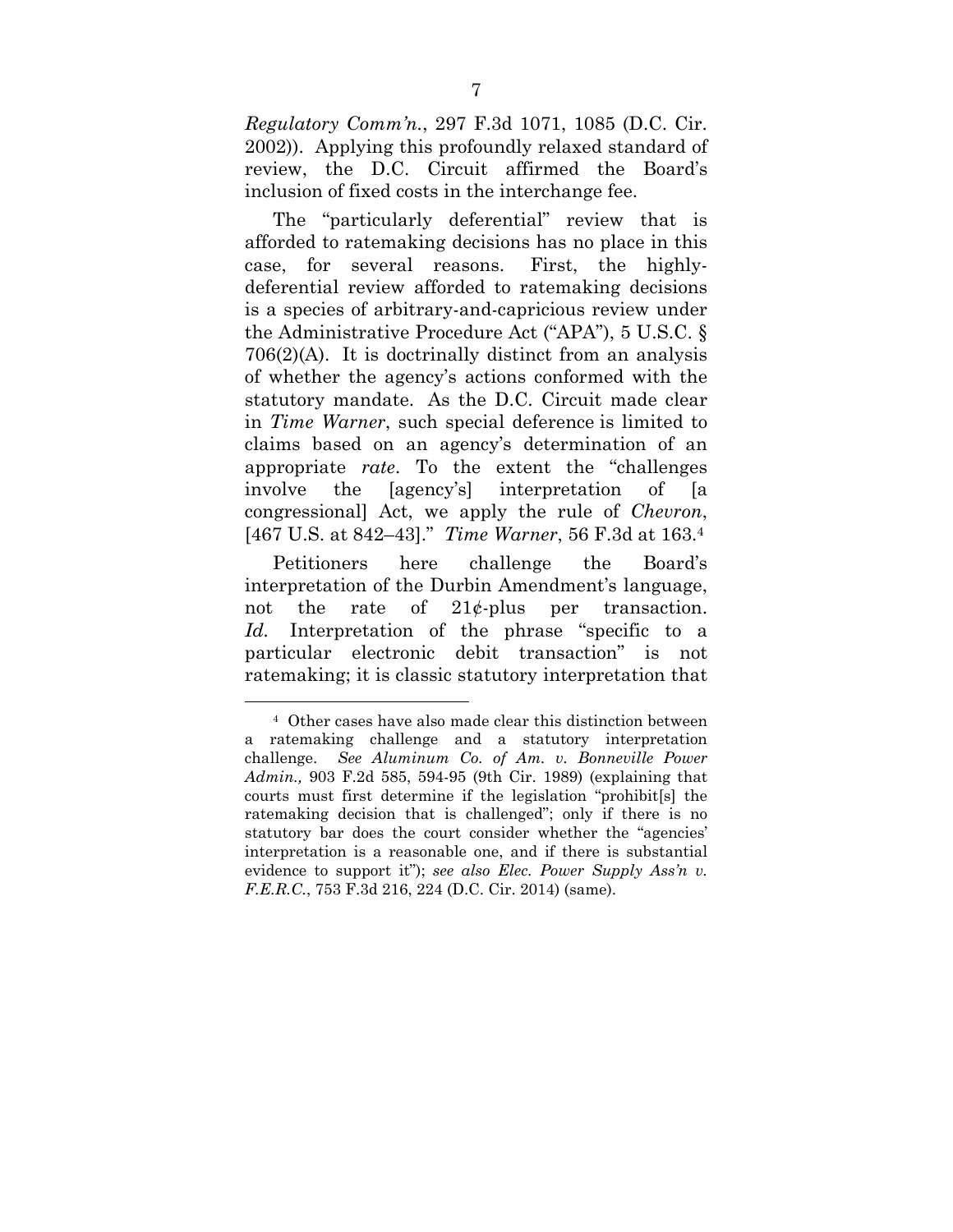*Regulatory Comm'n.*, 297 F.3d 1071, 1085 (D.C. Cir. 2002)). Applying this profoundly relaxed standard of review, the D.C. Circuit affirmed the Board's inclusion of fixed costs in the interchange fee.

The "particularly deferential" review that is afforded to ratemaking decisions has no place in this case, for several reasons. First, the highly-deferential review afforded to ratemaking decisions is a species of arbitrary-and-capricious review under the Administrative Procedure Act ("APA"), 5 U.S.C. § 706(2)(A). It is doctrinally distinct from an analysis of whether the agency's actions conformed with the statutory mandate. As the D.C. Circuit made clear in *Time Warner*, such special deference is limited to claims based on an agency's determination of an appropriate *rate*. To the extent the "challenges involve the [agency's] interpretation of [a congressional] Act, we apply the rule of *Chevron*, [467 U.S. at 842–43]." *Time Warner*, 56 F.3d at 163.[4]

Petitioners here challenge the Board's interpretation of the Durbin Amendment's language, not the rate of 21¢-plus per transaction. *Id.* Interpretation of the phrase "specific to a particular electronic debit transaction" is not ratemaking; it is classic statutory interpretation that

[4] Other cases have also made clear this distinction between a ratemaking challenge and a statutory interpretation challenge. *See Aluminum Co. of Am. v. Bonneville Power Admin.,* 903 F.2d 585, 594-95 (9th Cir. 1989) (explaining that courts must first determine if the legislation "prohibit[s] the ratemaking decision that is challenged"; only if there is no statutory bar does the court consider whether the "agencies' interpretation is a reasonable one, and if there is substantial evidence to support it"); *see also Elec. Power Supply Ass'n v. F.E.R.C.*, 753 F.3d 216, 224 (D.C. Cir. 2014) (same).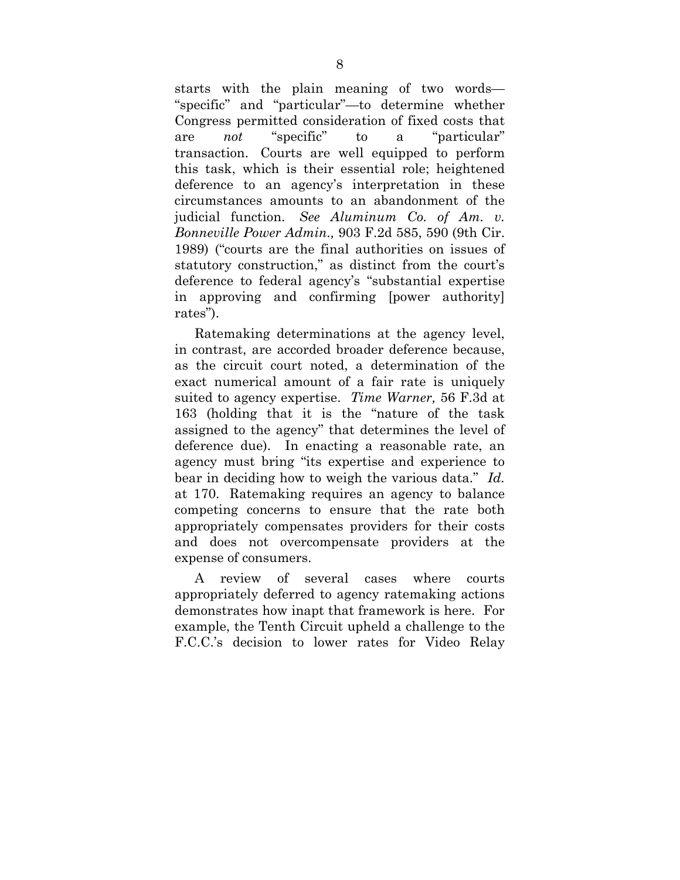starts with the plain meaning of two words—"specific" and "particular"—to determine whether Congress permitted consideration of fixed costs that are *not* "specific" to a "particular" transaction. Courts are well equipped to perform this task, which is their essential role; heightened deference to an agency's interpretation in these circumstances amounts to an abandonment of the judicial function. *See Aluminum Co. of Am. v. Bonneville Power Admin.,* 903 F.2d 585, 590 (9th Cir. 1989) ("courts are the final authorities on issues of statutory construction," as distinct from the court's deference to federal agency's "substantial expertise in approving and confirming [power authority] rates").

Ratemaking determinations at the agency level, in contrast, are accorded broader deference because, as the circuit court noted, a determination of the exact numerical amount of a fair rate is uniquely suited to agency expertise. *Time Warner,* 56 F.3d at 163 (holding that it is the "nature of the task assigned to the agency" that determines the level of deference due). In enacting a reasonable rate, an agency must bring "its expertise and experience to bear in deciding how to weigh the various data." *Id.* at 170. Ratemaking requires an agency to balance competing concerns to ensure that the rate both appropriately compensates providers for their costs and does not overcompensate providers at the expense of consumers.

A review of several cases where courts appropriately deferred to agency ratemaking actions demonstrates how inapt that framework is here. For example, the Tenth Circuit upheld a challenge to the F.C.C.'s decision to lower rates for Video Relay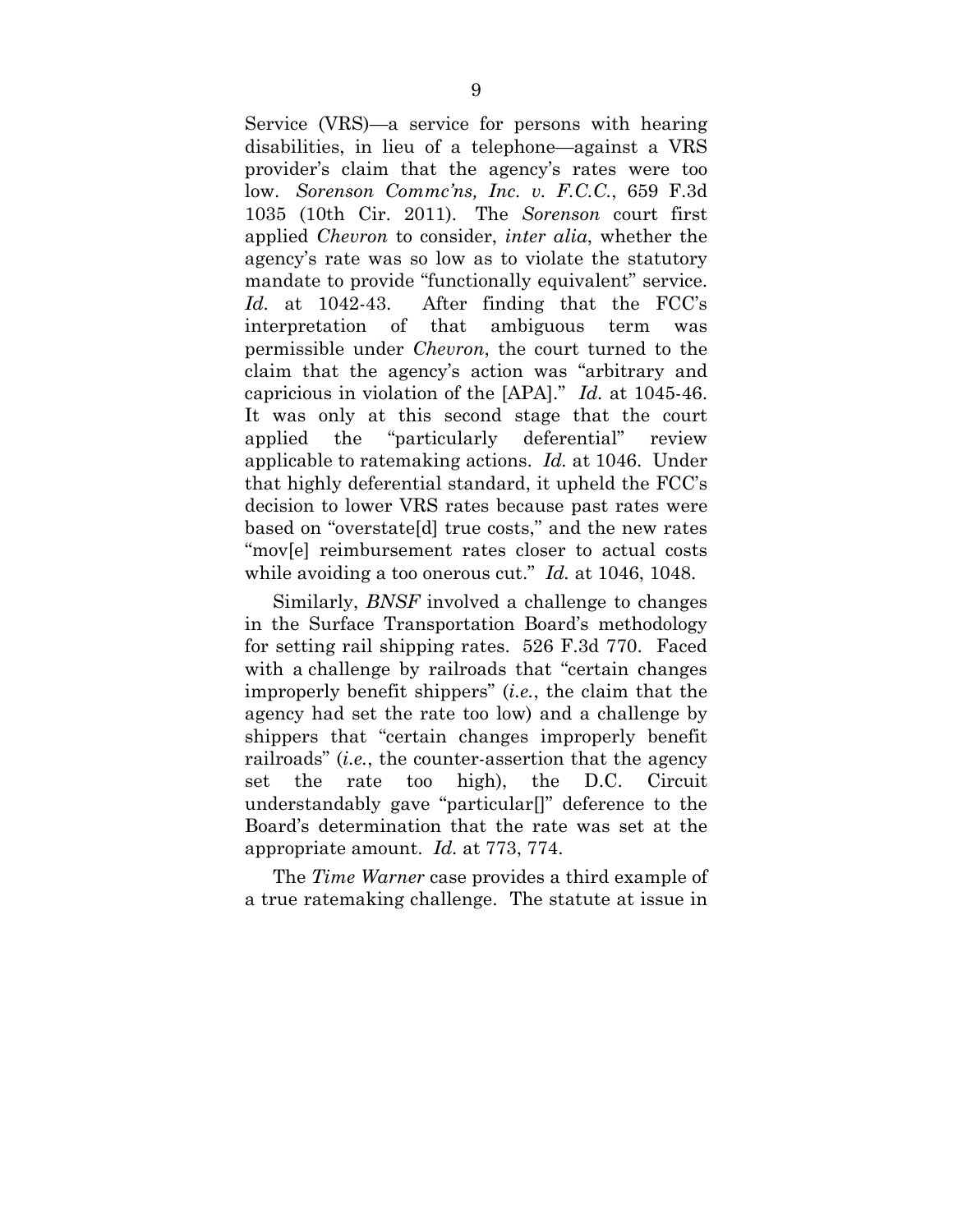Service (VRS)—a service for persons with hearing disabilities, in lieu of a telephone—against a VRS provider's claim that the agency's rates were too low. *Sorenson Commc'ns, Inc. v. F.C.C.*, 659 F.3d 1035 (10th Cir. 2011). The *Sorenson* court first applied *Chevron* to consider, *inter alia*, whether the agency's rate was so low as to violate the statutory mandate to provide "functionally equivalent" service. *Id.* at 1042-43. After finding that the FCC's interpretation of that ambiguous term was permissible under *Chevron*, the court turned to the claim that the agency's action was "arbitrary and capricious in violation of the [APA]." *Id.* at 1045-46. It was only at this second stage that the court applied the "particularly deferential" review applicable to ratemaking actions. *Id.* at 1046. Under that highly deferential standard, it upheld the FCC's decision to lower VRS rates because past rates were based on "overstate[d] true costs," and the new rates "mov[e] reimbursement rates closer to actual costs while avoiding a too onerous cut." *Id.* at 1046, 1048.

Similarly, *BNSF* involved a challenge to changes in the Surface Transportation Board's methodology for setting rail shipping rates. 526 F.3d 770. Faced with a challenge by railroads that "certain changes improperly benefit shippers" (*i.e.*, the claim that the agency had set the rate too low) and a challenge by shippers that "certain changes improperly benefit railroads" (*i.e.*, the counter-assertion that the agency set the rate too high), the D.C. Circuit understandably gave "particular[]" deference to the Board's determination that the rate was set at the appropriate amount. *Id.* at 773, 774.

The *Time Warner* case provides a third example of a true ratemaking challenge. The statute at issue in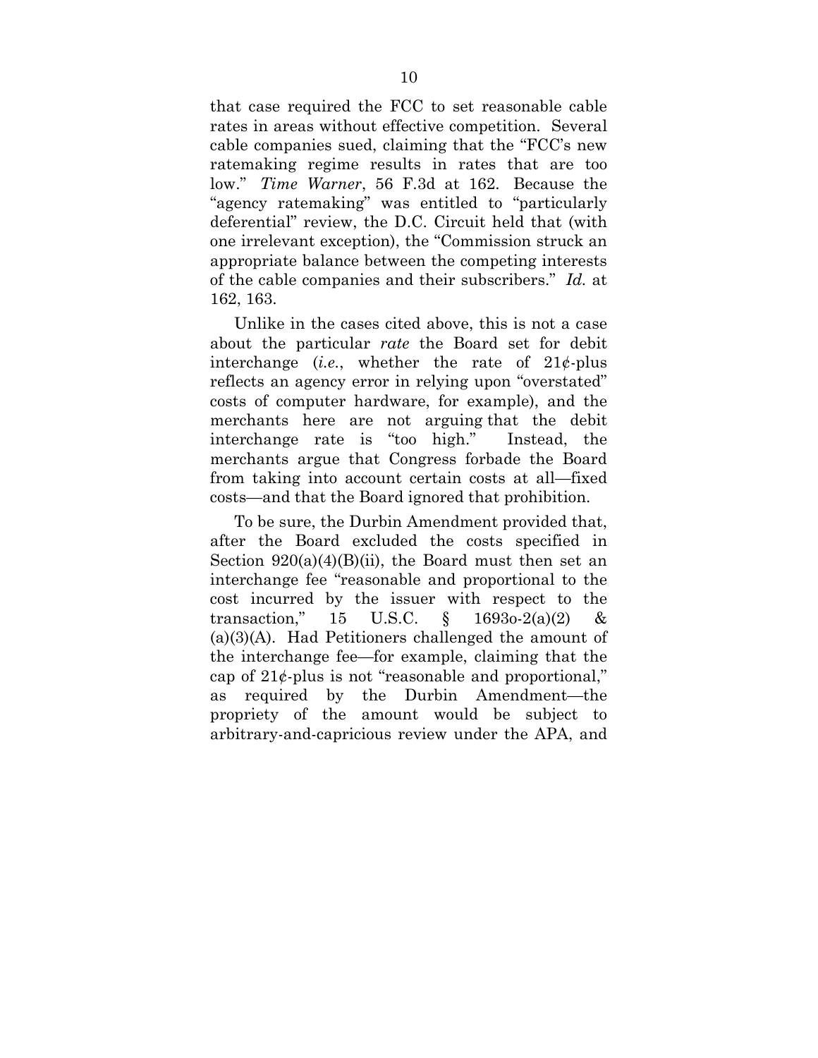that case required the FCC to set reasonable cable rates in areas without effective competition. Several cable companies sued, claiming that the "FCC's new ratemaking regime results in rates that are too low." *Time Warner*, 56 F.3d at 162. Because the "agency ratemaking" was entitled to "particularly deferential" review, the D.C. Circuit held that (with one irrelevant exception), the "Commission struck an appropriate balance between the competing interests of the cable companies and their subscribers." *Id.* at 162, 163.

Unlike in the cases cited above, this is not a case about the particular *rate* the Board set for debit interchange (*i.e.*, whether the rate of 21¢-plus reflects an agency error in relying upon "overstated" costs of computer hardware, for example), and the merchants here are not arguing that the debit interchange rate is "too high." Instead, the merchants argue that Congress forbade the Board from taking into account certain costs at all—fixed costs—and that the Board ignored that prohibition.

To be sure, the Durbin Amendment provided that, after the Board excluded the costs specified in Section 920(a)(4)(B)(ii), the Board must then set an interchange fee "reasonable and proportional to the cost incurred by the issuer with respect to the transaction," 15 U.S.C. § 1693o-2(a)(2) & (a)(3)(A). Had Petitioners challenged the amount of the interchange fee—for example, claiming that the cap of 21¢-plus is not "reasonable and proportional," as required by the Durbin Amendment—the propriety of the amount would be subject to arbitrary-and-capricious review under the APA, and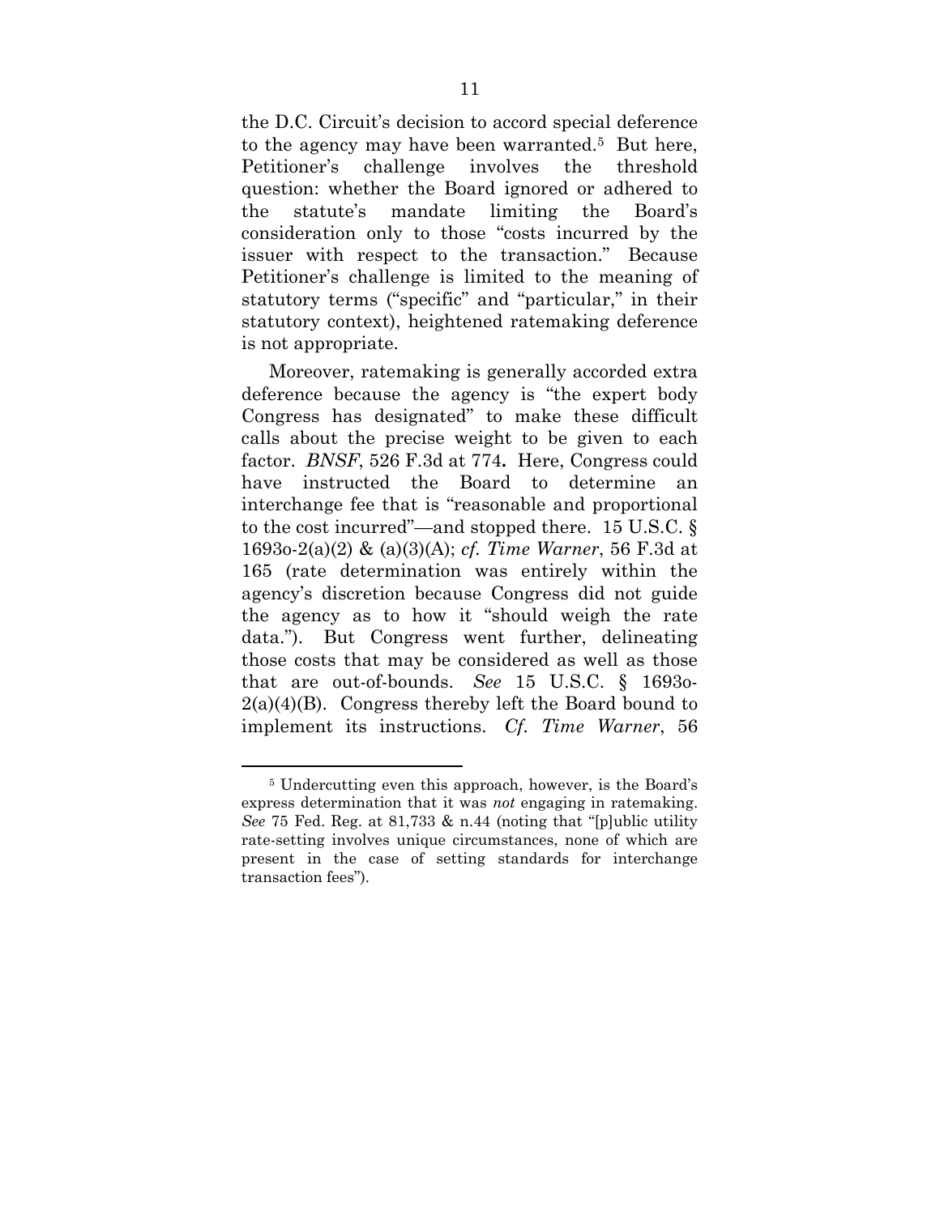the D.C. Circuit's decision to accord special deference to the agency may have been warranted.[5] But here, Petitioner's challenge involves the threshold question: whether the Board ignored or adhered to the statute's mandate limiting the Board's consideration only to those "costs incurred by the issuer with respect to the transaction." Because Petitioner's challenge is limited to the meaning of statutory terms ("specific" and "particular," in their statutory context), heightened ratemaking deference is not appropriate.

Moreover, ratemaking is generally accorded extra deference because the agency is "the expert body Congress has designated" to make these difficult calls about the precise weight to be given to each factor. *BNSF*, 526 F.3d at 774**.** Here, Congress could have instructed the Board to determine an interchange fee that is "reasonable and proportional to the cost incurred"—and stopped there. 15 U.S.C. § 1693o-2(a)(2) & (a)(3)(A); *cf. Time Warner*, 56 F.3d at 165 (rate determination was entirely within the agency's discretion because Congress did not guide the agency as to how it "should weigh the rate data."). But Congress went further, delineating those costs that may be considered as well as those that are out-of-bounds. *See* 15 U.S.C. § 1693o-2(a)(4)(B). Congress thereby left the Board bound to implement its instructions. *Cf. Time Warner*, 56

---

[5] Undercutting even this approach, however, is the Board's express determination that it was *not* engaging in ratemaking. *See* 75 Fed. Reg. at 81,733 & n.44 (noting that "[p]ublic utility rate-setting involves unique circumstances, none of which are present in the case of setting standards for interchange transaction fees").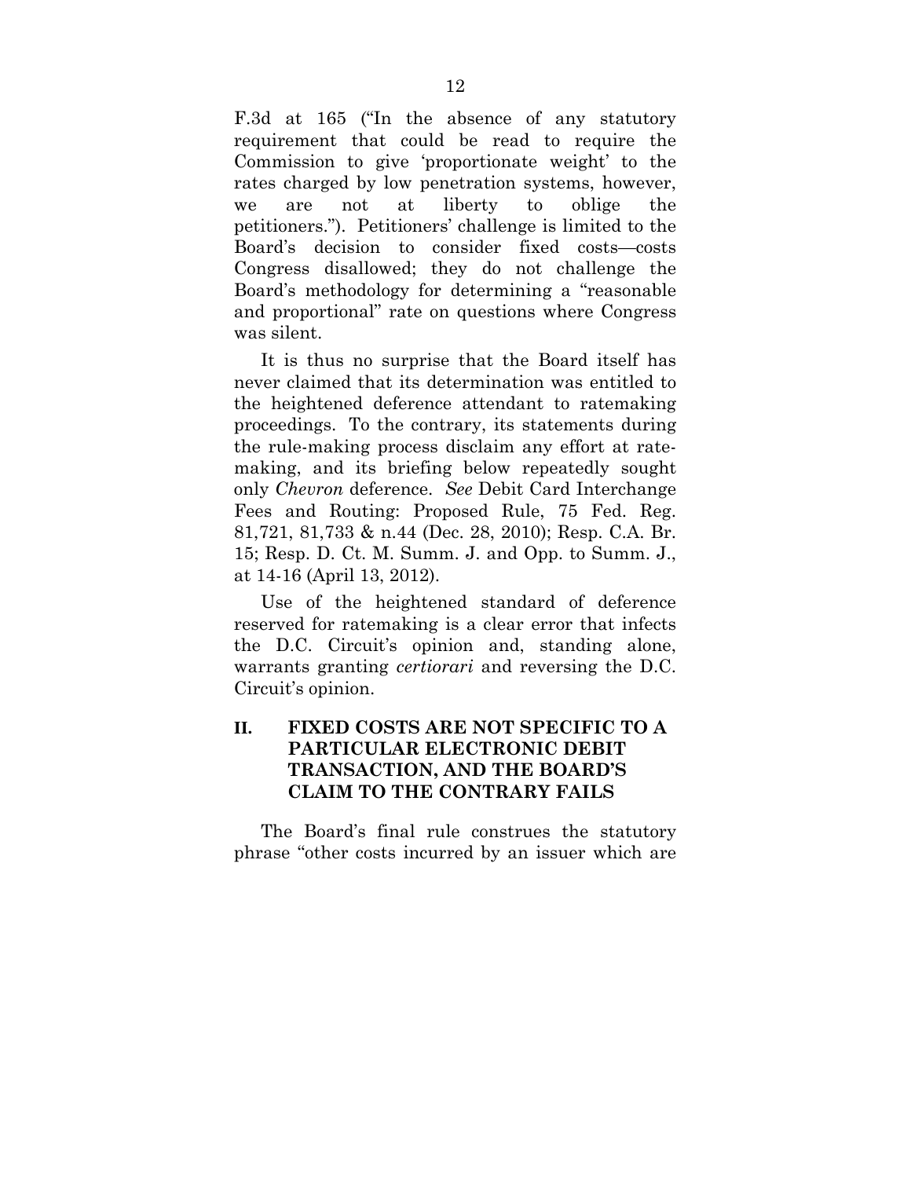F.3d at 165 ("In the absence of any statutory requirement that could be read to require the Commission to give 'proportionate weight' to the rates charged by low penetration systems, however, we are not at liberty to oblige the petitioners."). Petitioners' challenge is limited to the Board's decision to consider fixed costs—costs Congress disallowed; they do not challenge the Board's methodology for determining a "reasonable and proportional" rate on questions where Congress was silent.

It is thus no surprise that the Board itself has never claimed that its determination was entitled to the heightened deference attendant to ratemaking proceedings. To the contrary, its statements during the rule-making process disclaim any effort at rate-making, and its briefing below repeatedly sought only *Chevron* deference. *See* Debit Card Interchange Fees and Routing: Proposed Rule, 75 Fed. Reg. 81,721, 81,733 & n.44 (Dec. 28, 2010); Resp. C.A. Br. 15; Resp. D. Ct. M. Summ. J. and Opp. to Summ. J., at 14-16 (April 13, 2012).

Use of the heightened standard of deference reserved for ratemaking is a clear error that infects the D.C. Circuit's opinion and, standing alone, warrants granting *certiorari* and reversing the D.C. Circuit's opinion.

## II. FIXED COSTS ARE NOT SPECIFIC TO A PARTICULAR ELECTRONIC DEBIT TRANSACTION, AND THE BOARD'S CLAIM TO THE CONTRARY FAILS

The Board's final rule construes the statutory phrase "other costs incurred by an issuer which are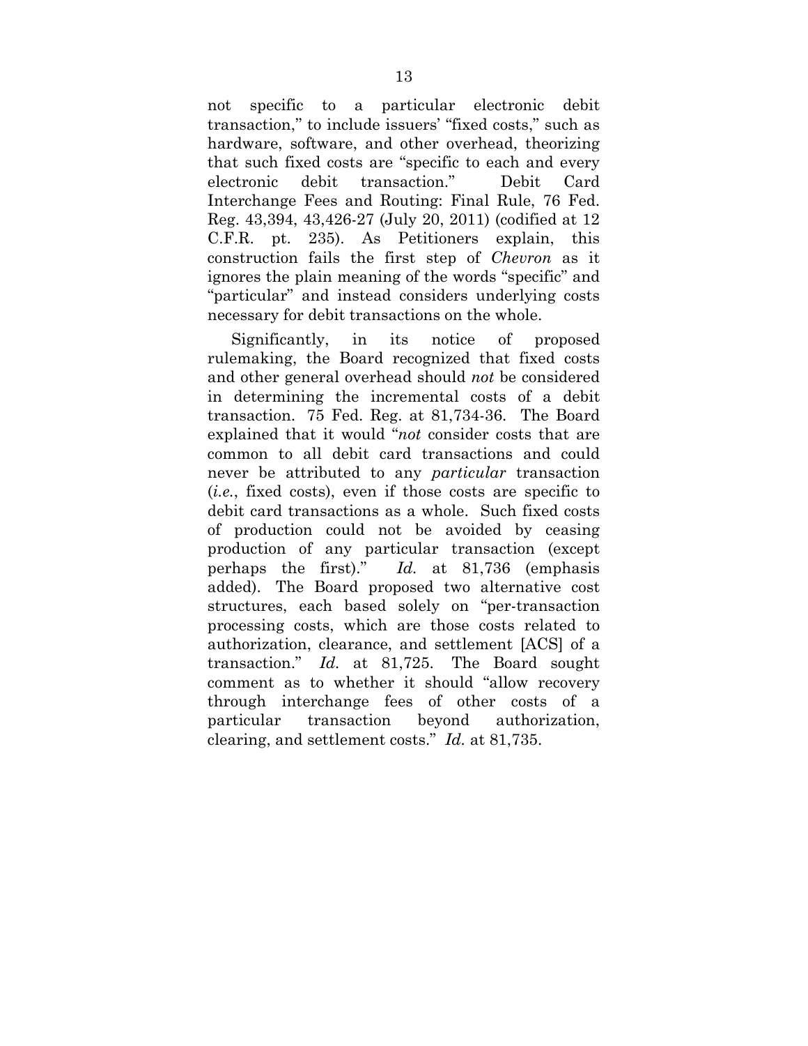not specific to a particular electronic debit transaction," to include issuers' "fixed costs," such as hardware, software, and other overhead, theorizing that such fixed costs are "specific to each and every electronic debit transaction." Debit Card Interchange Fees and Routing: Final Rule, 76 Fed. Reg. 43,394, 43,426-27 (July 20, 2011) (codified at 12 C.F.R. pt. 235). As Petitioners explain, this construction fails the first step of *Chevron* as it ignores the plain meaning of the words "specific" and "particular" and instead considers underlying costs necessary for debit transactions on the whole.

Significantly, in its notice of proposed rulemaking, the Board recognized that fixed costs and other general overhead should *not* be considered in determining the incremental costs of a debit transaction. 75 Fed. Reg. at 81,734-36. The Board explained that it would "*not* consider costs that are common to all debit card transactions and could never be attributed to any *particular* transaction (*i.e.*, fixed costs), even if those costs are specific to debit card transactions as a whole. Such fixed costs of production could not be avoided by ceasing production of any particular transaction (except perhaps the first)." *Id.* at 81,736 (emphasis added). The Board proposed two alternative cost structures, each based solely on "per-transaction processing costs, which are those costs related to authorization, clearance, and settlement [ACS] of a transaction." *Id.* at 81,725. The Board sought comment as to whether it should "allow recovery through interchange fees of other costs of a particular transaction beyond authorization, clearing, and settlement costs." *Id.* at 81,735.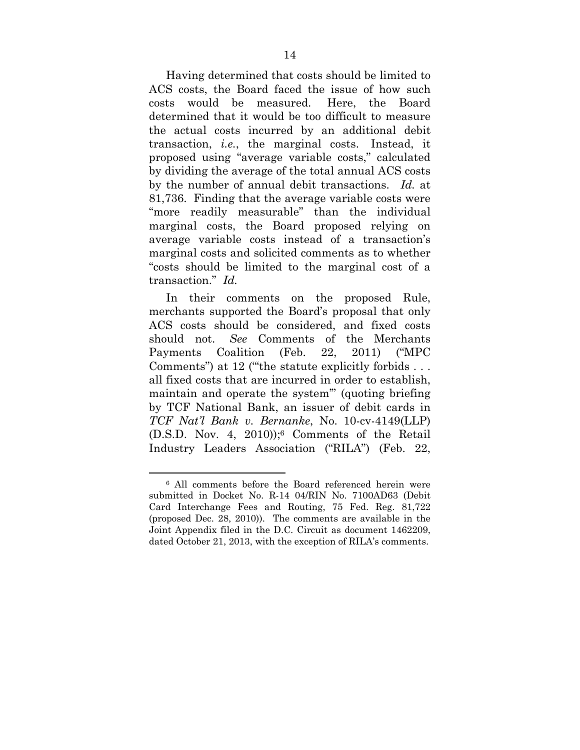Having determined that costs should be limited to ACS costs, the Board faced the issue of how such costs would be measured. Here, the Board determined that it would be too difficult to measure the actual costs incurred by an additional debit transaction, *i.e.*, the marginal costs. Instead, it proposed using "average variable costs," calculated by dividing the average of the total annual ACS costs by the number of annual debit transactions. *Id.* at 81,736. Finding that the average variable costs were "more readily measurable" than the individual marginal costs, the Board proposed relying on average variable costs instead of a transaction's marginal costs and solicited comments as to whether "costs should be limited to the marginal cost of a transaction." *Id.*

In their comments on the proposed Rule, merchants supported the Board's proposal that only ACS costs should be considered, and fixed costs should not. *See* Comments of the Merchants Payments Coalition (Feb. 22, 2011) ("MPC Comments") at 12 ("'the statute explicitly forbids . . . all fixed costs that are incurred in order to establish, maintain and operate the system'" (quoting briefing by TCF National Bank, an issuer of debit cards in *TCF Nat'l Bank v. Bernanke*, No. 10-cv-4149(LLP) (D.S.D. Nov. 4, 2010));[6] Comments of the Retail Industry Leaders Association ("RILA") (Feb. 22,

[6] All comments before the Board referenced herein were submitted in Docket No. R-14 04/RIN No. 7100AD63 (Debit Card Interchange Fees and Routing, 75 Fed. Reg. 81,722 (proposed Dec. 28, 2010)). The comments are available in the Joint Appendix filed in the D.C. Circuit as document 1462209, dated October 21, 2013, with the exception of RILA's comments.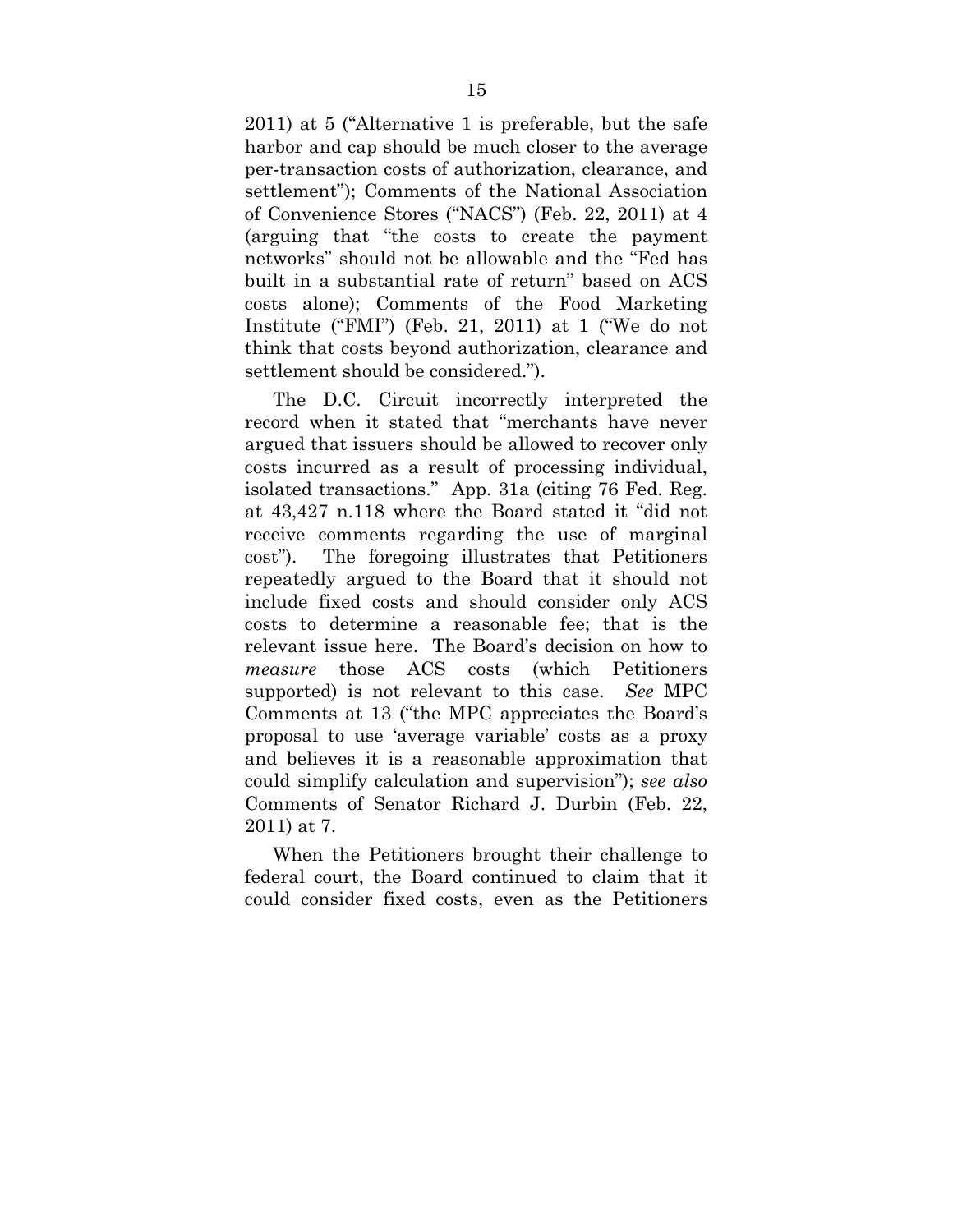2011) at 5 ("Alternative 1 is preferable, but the safe harbor and cap should be much closer to the average per-transaction costs of authorization, clearance, and settlement"); Comments of the National Association of Convenience Stores ("NACS") (Feb. 22, 2011) at 4 (arguing that "the costs to create the payment networks" should not be allowable and the "Fed has built in a substantial rate of return" based on ACS costs alone); Comments of the Food Marketing Institute ("FMI") (Feb. 21, 2011) at 1 ("We do not think that costs beyond authorization, clearance and settlement should be considered.").

The D.C. Circuit incorrectly interpreted the record when it stated that "merchants have never argued that issuers should be allowed to recover only costs incurred as a result of processing individual, isolated transactions." App. 31a (citing 76 Fed. Reg. at 43,427 n.118 where the Board stated it "did not receive comments regarding the use of marginal cost"). The foregoing illustrates that Petitioners repeatedly argued to the Board that it should not include fixed costs and should consider only ACS costs to determine a reasonable fee; that is the relevant issue here. The Board's decision on how to *measure* those ACS costs (which Petitioners supported) is not relevant to this case. *See* MPC Comments at 13 ("the MPC appreciates the Board's proposal to use 'average variable' costs as a proxy and believes it is a reasonable approximation that could simplify calculation and supervision"); *see also* Comments of Senator Richard J. Durbin (Feb. 22, 2011) at 7.

When the Petitioners brought their challenge to federal court, the Board continued to claim that it could consider fixed costs, even as the Petitioners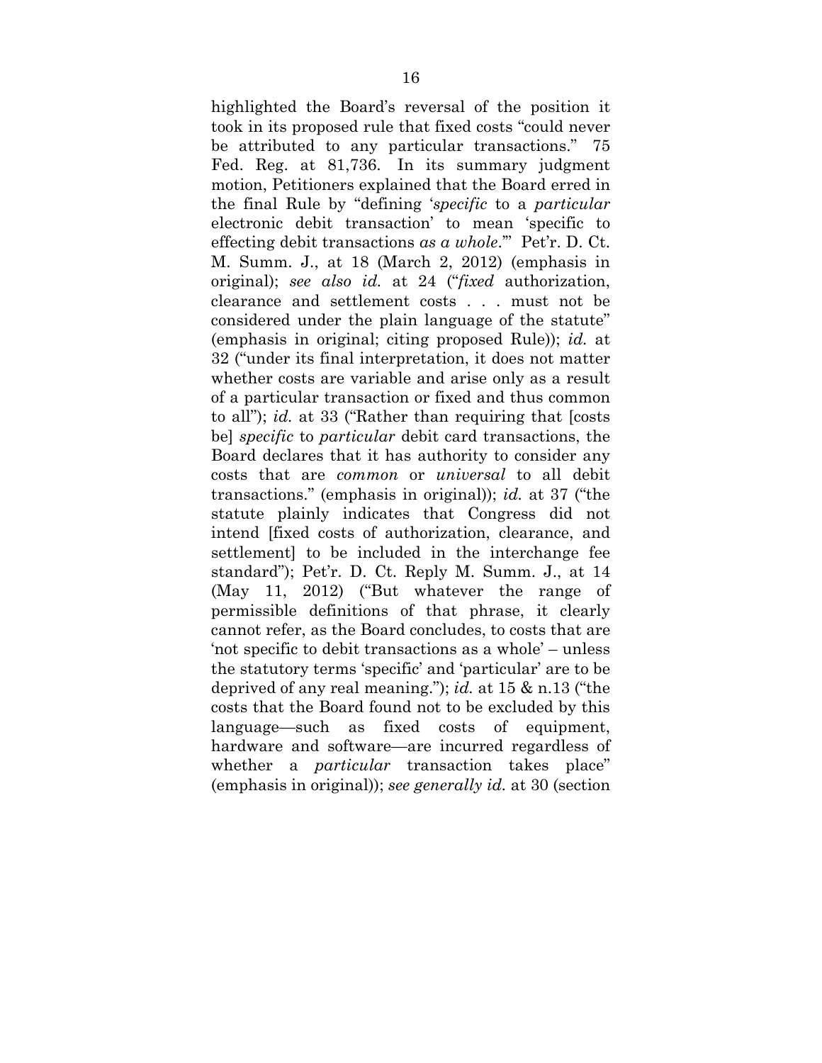highlighted the Board's reversal of the position it took in its proposed rule that fixed costs "could never be attributed to any particular transactions." 75 Fed. Reg. at 81,736. In its summary judgment motion, Petitioners explained that the Board erred in the final Rule by "defining '*specific* to a *particular* electronic debit transaction' to mean 'specific to effecting debit transactions *as a whole*.'" Pet'r. D. Ct. M. Summ. J., at 18 (March 2, 2012) (emphasis in original); *see also id.* at 24 ("*fixed* authorization, clearance and settlement costs . . . must not be considered under the plain language of the statute" (emphasis in original; citing proposed Rule)); *id.* at 32 ("under its final interpretation, it does not matter whether costs are variable and arise only as a result of a particular transaction or fixed and thus common to all"); *id.* at 33 ("Rather than requiring that [costs be] *specific* to *particular* debit card transactions, the Board declares that it has authority to consider any costs that are *common* or *universal* to all debit transactions." (emphasis in original)); *id.* at 37 ("the statute plainly indicates that Congress did not intend [fixed costs of authorization, clearance, and settlement] to be included in the interchange fee standard"); Pet'r. D. Ct. Reply M. Summ. J., at 14 (May 11, 2012) ("But whatever the range of permissible definitions of that phrase, it clearly cannot refer, as the Board concludes, to costs that are 'not specific to debit transactions as a whole' – unless the statutory terms 'specific' and 'particular' are to be deprived of any real meaning."); *id.* at 15 & n.13 ("the costs that the Board found not to be excluded by this language—such as fixed costs of equipment, hardware and software—are incurred regardless of whether a *particular* transaction takes place" (emphasis in original)); *see generally id.* at 30 (section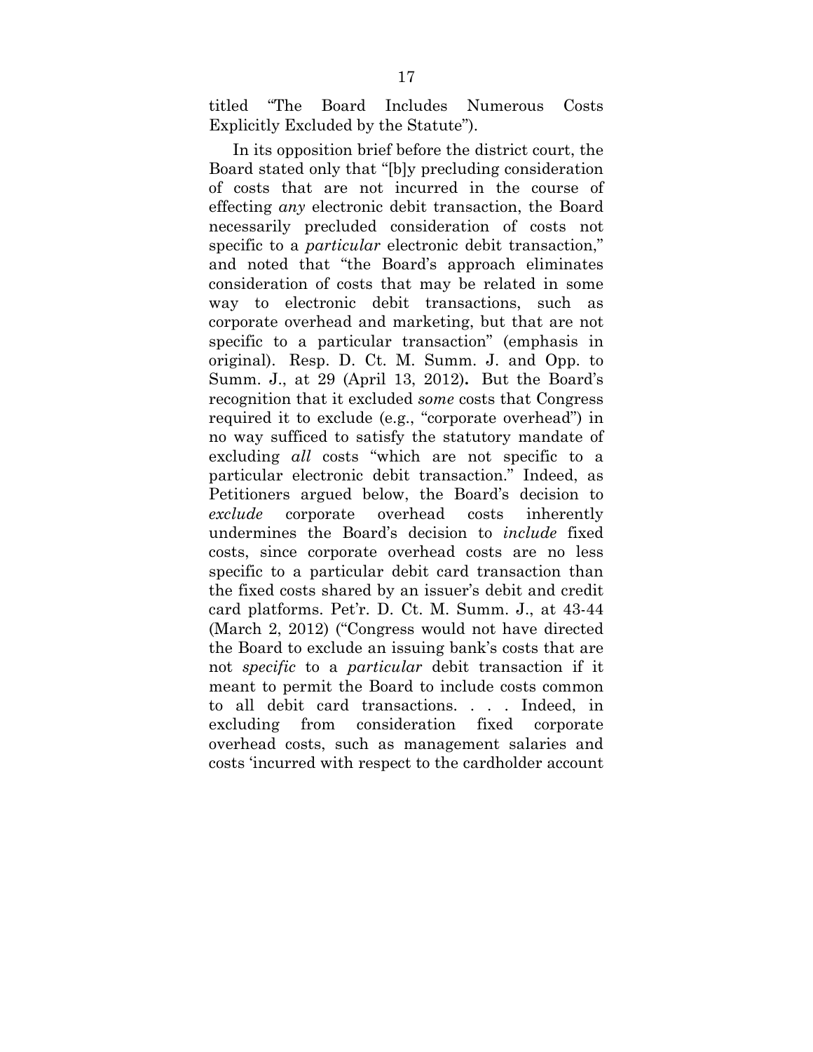titled "The Board Includes Numerous Costs Explicitly Excluded by the Statute").

In its opposition brief before the district court, the Board stated only that "[b]y precluding consideration of costs that are not incurred in the course of effecting *any* electronic debit transaction, the Board necessarily precluded consideration of costs not specific to a *particular* electronic debit transaction," and noted that "the Board's approach eliminates consideration of costs that may be related in some way to electronic debit transactions, such as corporate overhead and marketing, but that are not specific to a particular transaction" (emphasis in original). Resp. D. Ct. M. Summ. J. and Opp. to Summ. J., at 29 (April 13, 2012)**.** But the Board's recognition that it excluded *some* costs that Congress required it to exclude (e.g., "corporate overhead") in no way sufficed to satisfy the statutory mandate of excluding *all* costs "which are not specific to a particular electronic debit transaction." Indeed, as Petitioners argued below, the Board's decision to *exclude* corporate overhead costs inherently undermines the Board's decision to *include* fixed costs, since corporate overhead costs are no less specific to a particular debit card transaction than the fixed costs shared by an issuer's debit and credit card platforms. Pet'r. D. Ct. M. Summ. J., at 43-44 (March 2, 2012) ("Congress would not have directed the Board to exclude an issuing bank's costs that are not *specific* to a *particular* debit transaction if it meant to permit the Board to include costs common to all debit card transactions. . . . Indeed, in excluding from consideration fixed corporate overhead costs, such as management salaries and costs 'incurred with respect to the cardholder account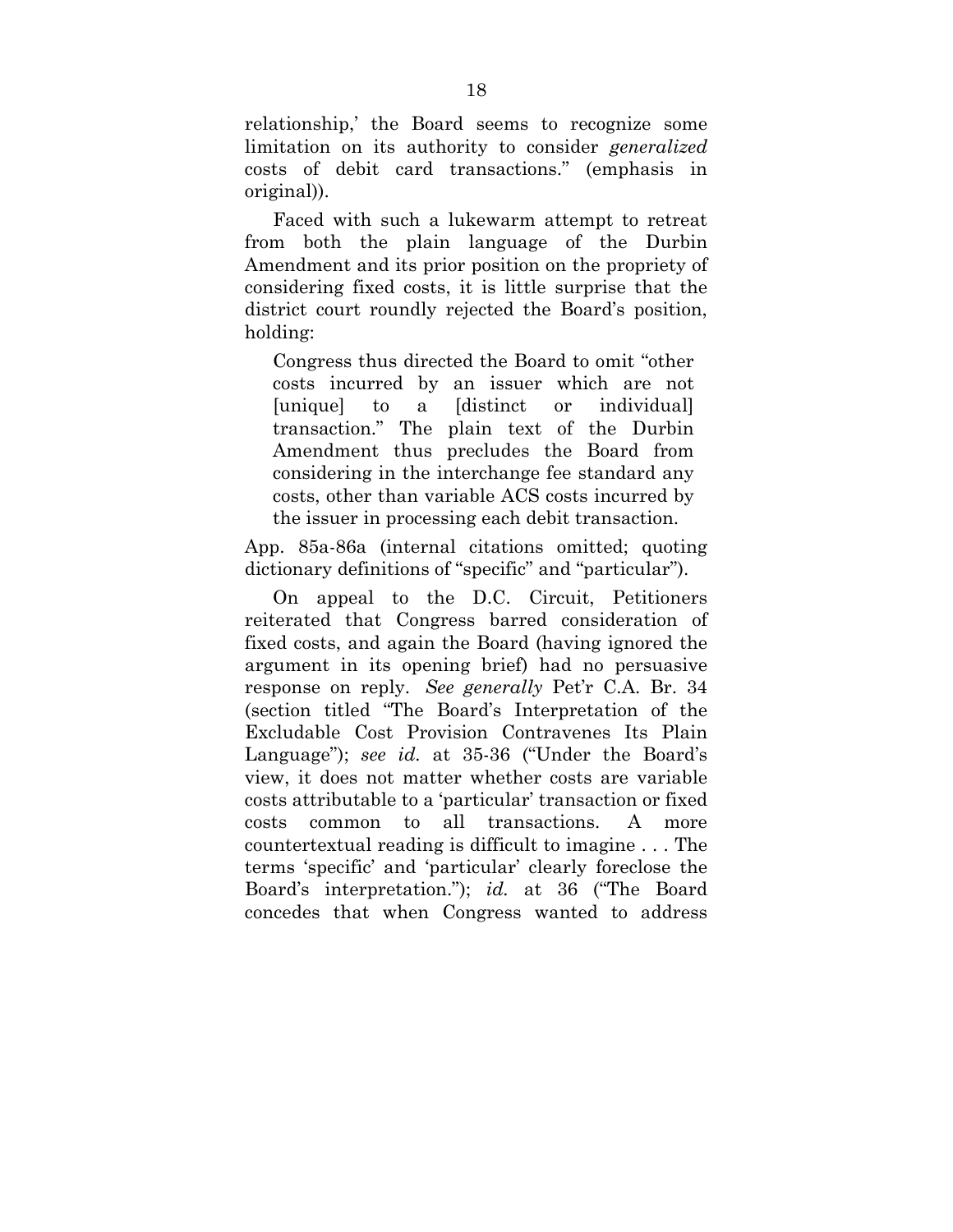relationship,' the Board seems to recognize some limitation on its authority to consider *generalized* costs of debit card transactions." (emphasis in original)).

Faced with such a lukewarm attempt to retreat from both the plain language of the Durbin Amendment and its prior position on the propriety of considering fixed costs, it is little surprise that the district court roundly rejected the Board's position, holding:

> Congress thus directed the Board to omit "other costs incurred by an issuer which are not [unique] to a [distinct or individual] transaction." The plain text of the Durbin Amendment thus precludes the Board from considering in the interchange fee standard any costs, other than variable ACS costs incurred by the issuer in processing each debit transaction.

App. 85a-86a (internal citations omitted; quoting dictionary definitions of "specific" and "particular").

On appeal to the D.C. Circuit, Petitioners reiterated that Congress barred consideration of fixed costs, and again the Board (having ignored the argument in its opening brief) had no persuasive response on reply. *See generally* Pet'r C.A. Br. 34 (section titled "The Board's Interpretation of the Excludable Cost Provision Contravenes Its Plain Language"); *see id.* at 35-36 ("Under the Board's view, it does not matter whether costs are variable costs attributable to a 'particular' transaction or fixed costs common to all transactions. A more countertextual reading is difficult to imagine . . . The terms 'specific' and 'particular' clearly foreclose the Board's interpretation."); *id.* at 36 ("The Board concedes that when Congress wanted to address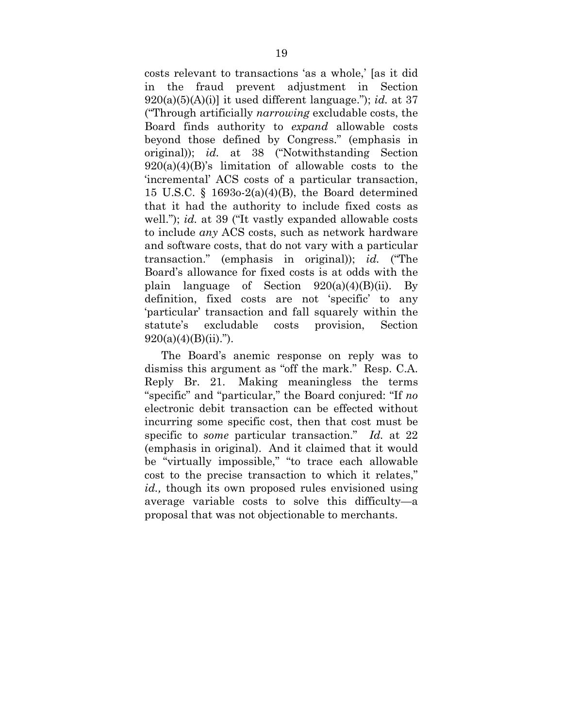costs relevant to transactions 'as a whole,' [as it did in the fraud prevent adjustment in Section 920(a)(5)(A)(i)] it used different language."); *id.* at 37 ("Through artificially *narrowing* excludable costs, the Board finds authority to *expand* allowable costs beyond those defined by Congress." (emphasis in original)); *id.* at 38 ("Notwithstanding Section 920(a)(4)(B)'s limitation of allowable costs to the 'incremental' ACS costs of a particular transaction, 15 U.S.C. § 1693o-2(a)(4)(B), the Board determined that it had the authority to include fixed costs as well."); *id.* at 39 ("It vastly expanded allowable costs to include *any* ACS costs, such as network hardware and software costs, that do not vary with a particular transaction." (emphasis in original)); *id.* ("The Board's allowance for fixed costs is at odds with the plain language of Section 920(a)(4)(B)(ii). By definition, fixed costs are not 'specific' to any 'particular' transaction and fall squarely within the statute's excludable costs provision, Section 920(a)(4)(B)(ii).").

The Board's anemic response on reply was to dismiss this argument as "off the mark." Resp. C.A. Reply Br. 21. Making meaningless the terms "specific" and "particular," the Board conjured: "If *no* electronic debit transaction can be effected without incurring some specific cost, then that cost must be specific to *some* particular transaction." *Id.* at 22 (emphasis in original). And it claimed that it would be "virtually impossible," "to trace each allowable cost to the precise transaction to which it relates," *id.,* though its own proposed rules envisioned using average variable costs to solve this difficulty—a proposal that was not objectionable to merchants.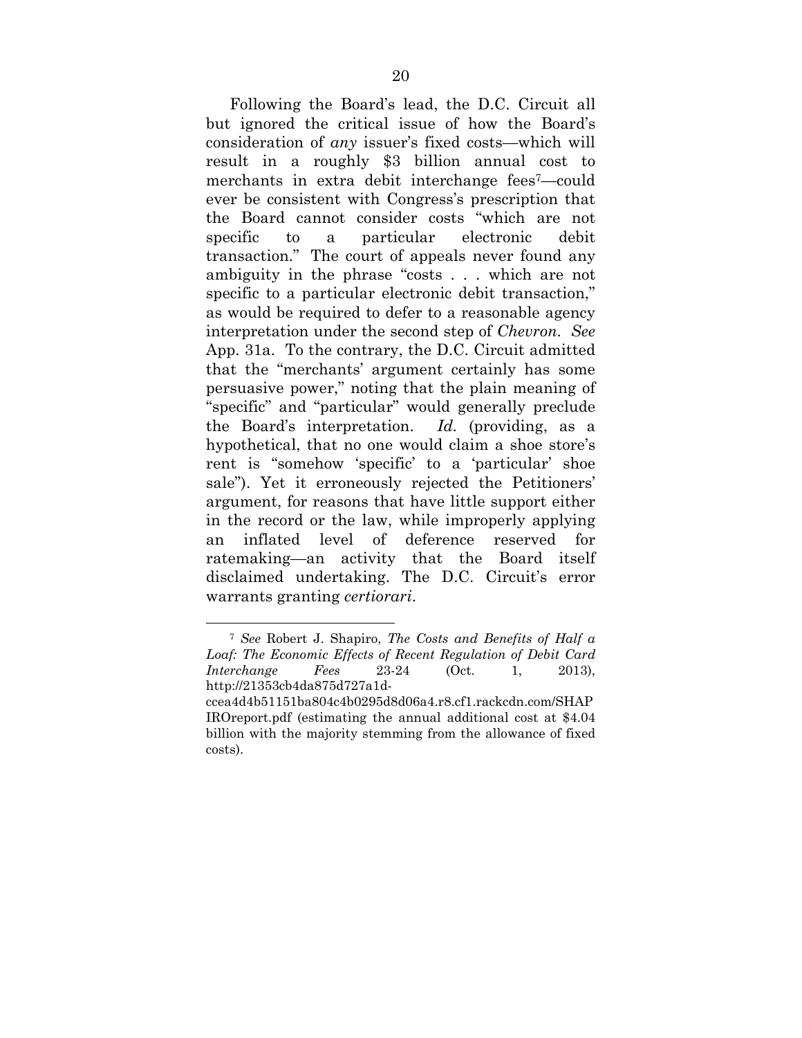Following the Board's lead, the D.C. Circuit all but ignored the critical issue of how the Board's consideration of *any* issuer's fixed costs—which will result in a roughly $3 billion annual cost to merchants in extra debit interchange fees[7]—could ever be consistent with Congress's prescription that the Board cannot consider costs "which are not specific to a particular electronic debit transaction." The court of appeals never found any ambiguity in the phrase "costs . . . which are not specific to a particular electronic debit transaction," as would be required to defer to a reasonable agency interpretation under the second step of *Chevron*. *See* App. 31a. To the contrary, the D.C. Circuit admitted that the "merchants' argument certainly has some persuasive power," noting that the plain meaning of "specific" and "particular" would generally preclude the Board's interpretation. *Id.* (providing, as a hypothetical, that no one would claim a shoe store's rent is "somehow 'specific' to a 'particular' shoe sale"). Yet it erroneously rejected the Petitioners' argument, for reasons that have little support either in the record or the law, while improperly applying an inflated level of deference reserved for ratemaking—an activity that the Board itself disclaimed undertaking. The D.C. Circuit's error warrants granting *certiorari*.

---

[7] *See* Robert J. Shapiro, *The Costs and Benefits of Half a Loaf: The Economic Effects of Recent Regulation of Debit Card Interchange Fees* 23-24 (Oct. 1, 2013), http://21353cb4da875d727a1d-ccea4d4b51151ba804c4b0295d8d06a4.r8.cf1.rackcdn.com/SHAPIROreport.pdf (estimating the annual additional cost at $4.04 billion with the majority stemming from the allowance of fixed costs).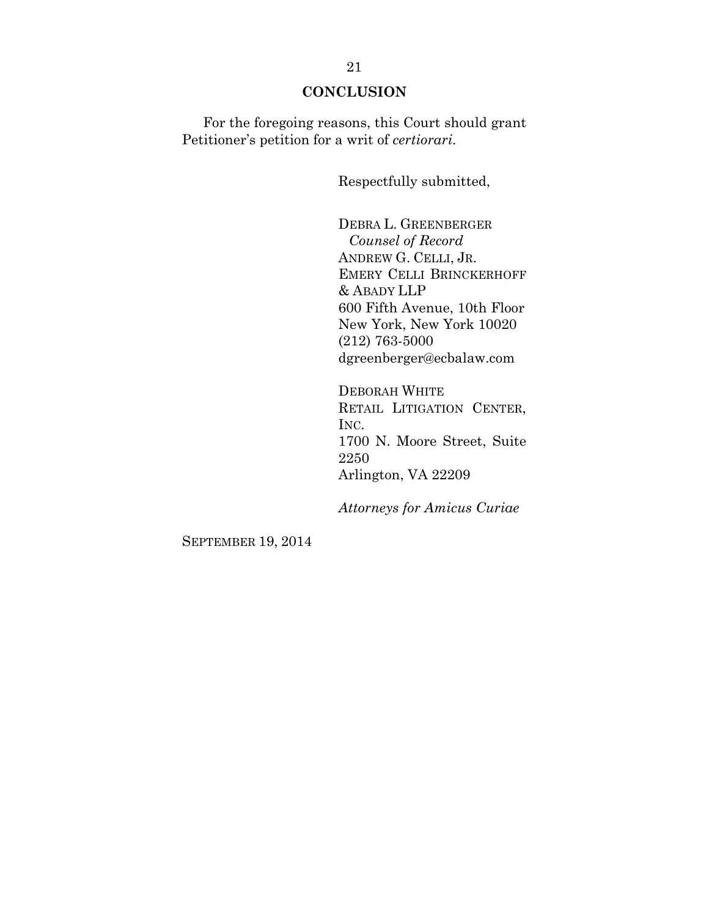## CONCLUSION

For the foregoing reasons, this Court should grant Petitioner's petition for a writ of *certiorari*.

Respectfully submitted,

DEBRA L. GREENBERGER
*Counsel of Record*
ANDREW G. CELLI, JR.
EMERY CELLI BRINCKERHOFF & ABADY LLP
600 Fifth Avenue, 10th Floor
New York, New York 10020
(212) 763-5000
dgreenberger@ecbalaw.com

DEBORAH WHITE
RETAIL LITIGATION CENTER, INC.
1700 N. Moore Street, Suite 2250
Arlington, VA 22209

*Attorneys for Amicus Curiae*

SEPTEMBER 19, 2014